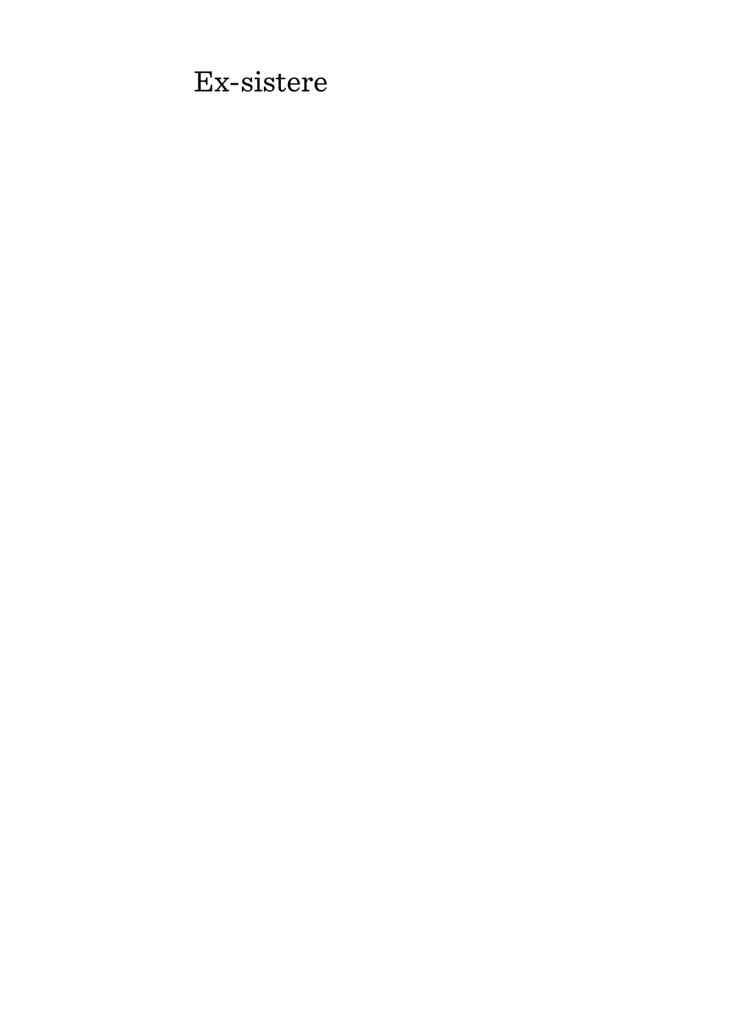# Ex-sistere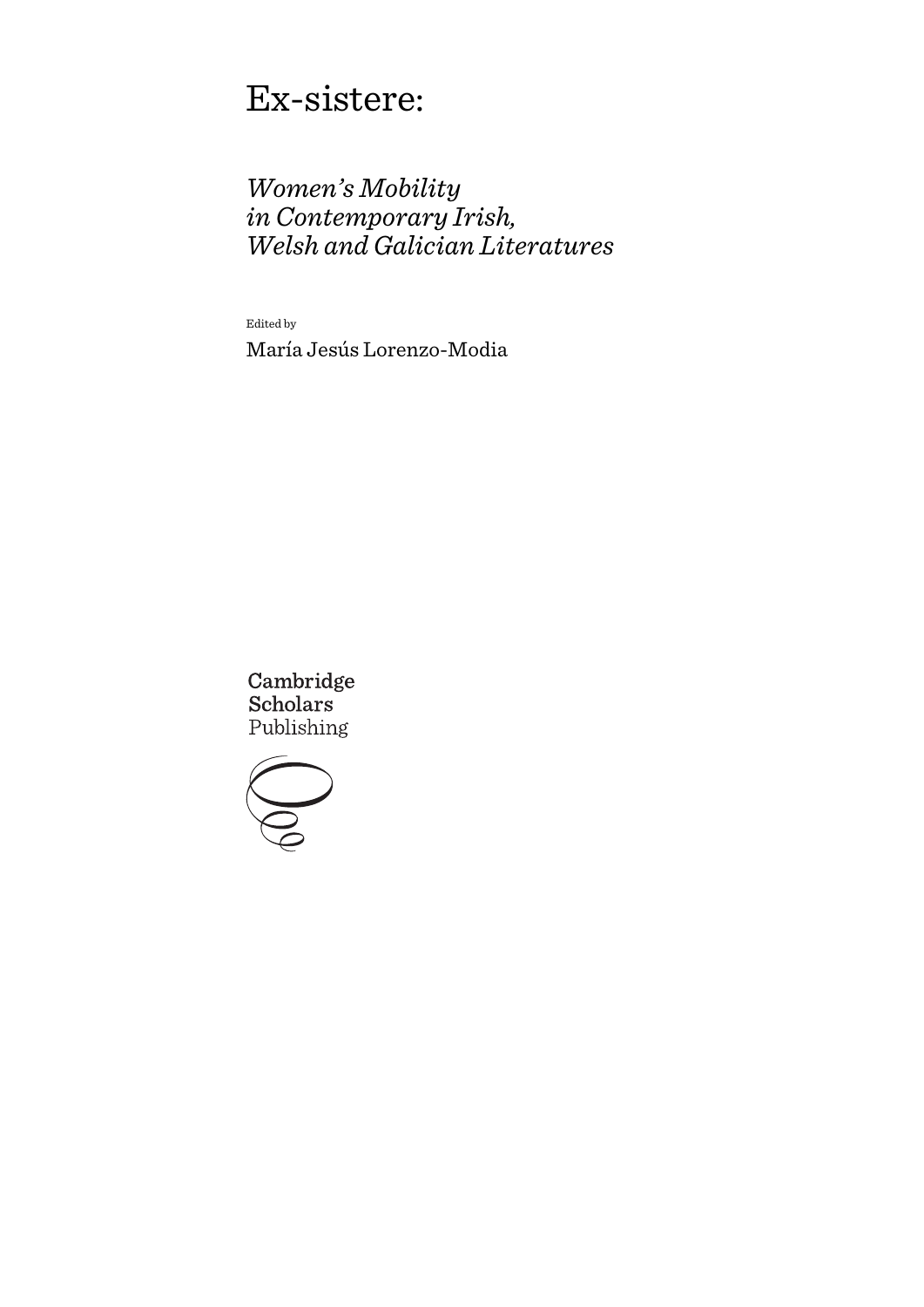# Ex-sistere:

## *Women's Mobility in Contemporary Irish, Welsh and Galician Literatures*

Edited by

María Jesús Lorenzo-Modia

Cambridge Scholars Publishing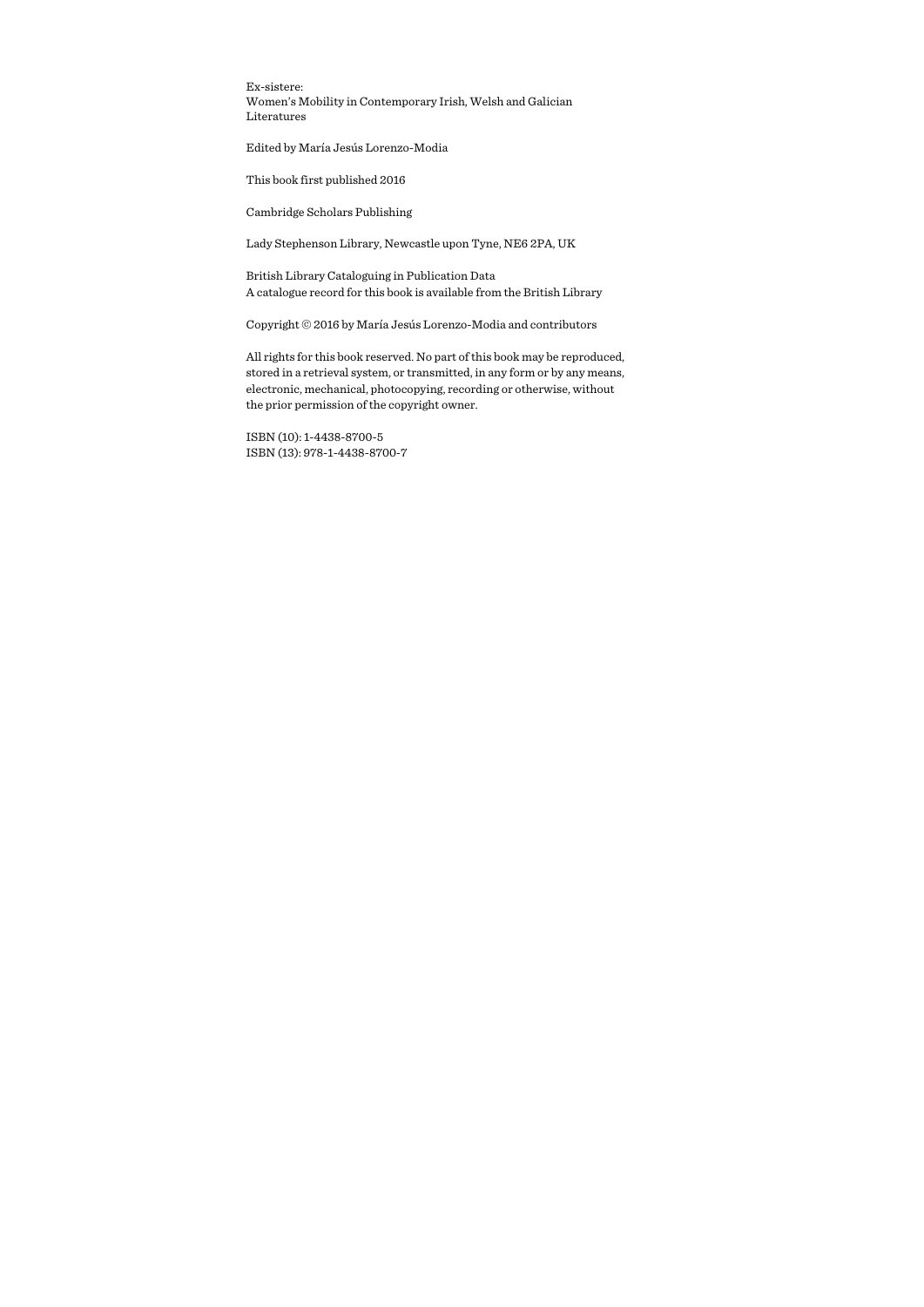Ex-sistere:
Women's Mobility in Contemporary Irish, Welsh and Galician Literatures

Edited by María Jesús Lorenzo-Modia

This book first published 2016

Cambridge Scholars Publishing

Lady Stephenson Library, Newcastle upon Tyne, NE6 2PA, UK

British Library Cataloguing in Publication Data
A catalogue record for this book is available from the British Library

Copyright © 2016 by María Jesús Lorenzo-Modia and contributors

All rights for this book reserved. No part of this book may be reproduced, stored in a retrieval system, or transmitted, in any form or by any means, electronic, mechanical, photocopying, recording or otherwise, without the prior permission of the copyright owner.

ISBN (10): 1-4438-8700-5
ISBN (13): 978-1-4438-8700-7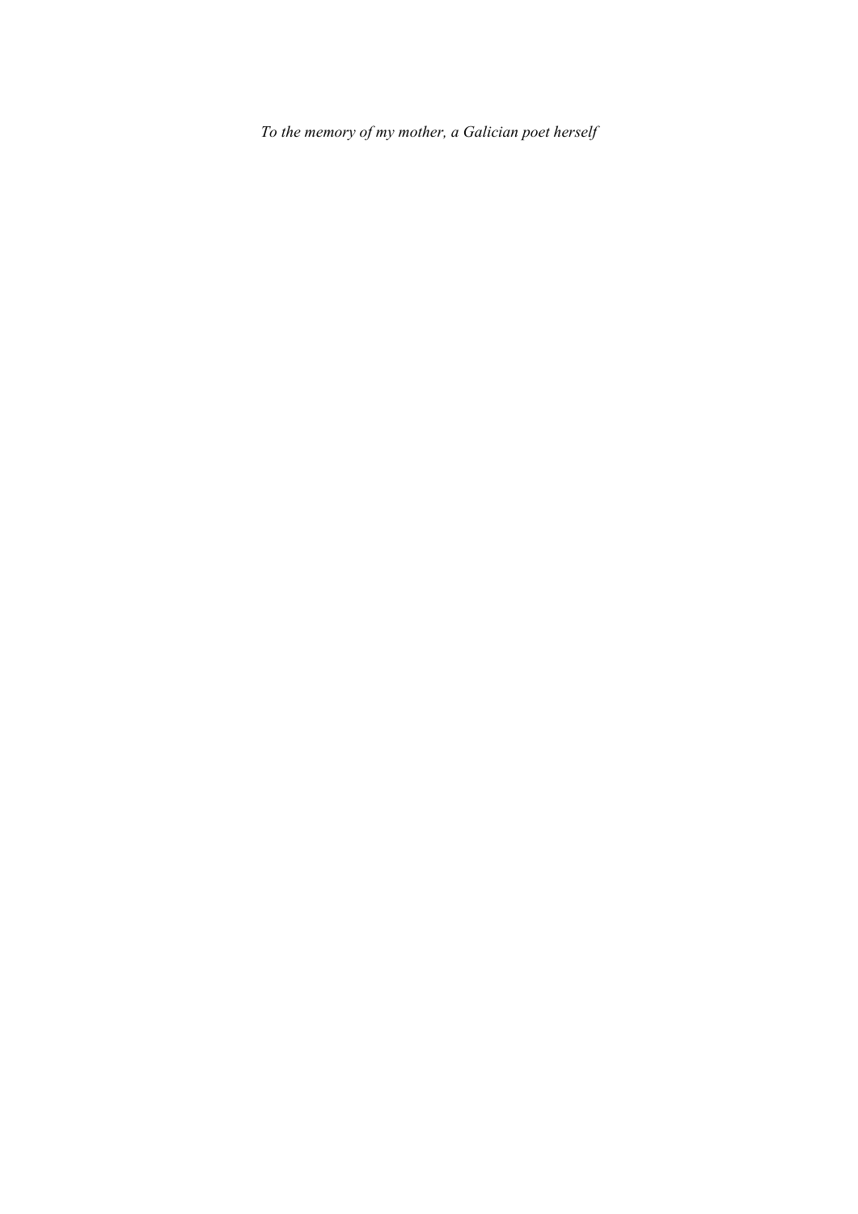*To the memory of my mother, a Galician poet herself*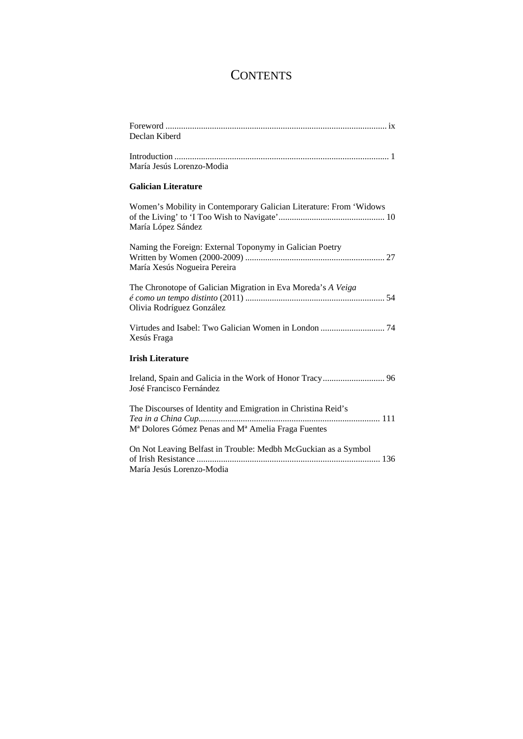# CONTENTS

Foreword ................................................................................................ ix
Declan Kiberd

Introduction ............................................................................................... 1
María Jesús Lorenzo-Modia

**Galician Literature**

Women's Mobility in Contemporary Galician Literature: From 'Widows of the Living' to 'I Too Wish to Navigate' ............................................... 10
María López Sández

Naming the Foreign: External Toponymy in Galician Poetry Written by Women (2000-2009) ............................................................. 27
María Xesús Nogueira Pereira

The Chronotope of Galician Migration in Eva Moreda's *A Veiga é como un tempo distinto* (2011) .............................................................. 54
Olivia Rodríguez González

Virtudes and Isabel: Two Galician Women in London ............................ 74
Xesús Fraga

**Irish Literature**

Ireland, Spain and Galicia in the Work of Honor Tracy ............................ 96
José Francisco Fernández

The Discourses of Identity and Emigration in Christina Reid's *Tea in a China Cup*................................................................................. 111
Mª Dolores Gómez Penas and Mª Amelia Fraga Fuentes

On Not Leaving Belfast in Trouble: Medbh McGuckian as a Symbol of Irish Resistance .................................................................................. 136
María Jesús Lorenzo-Modia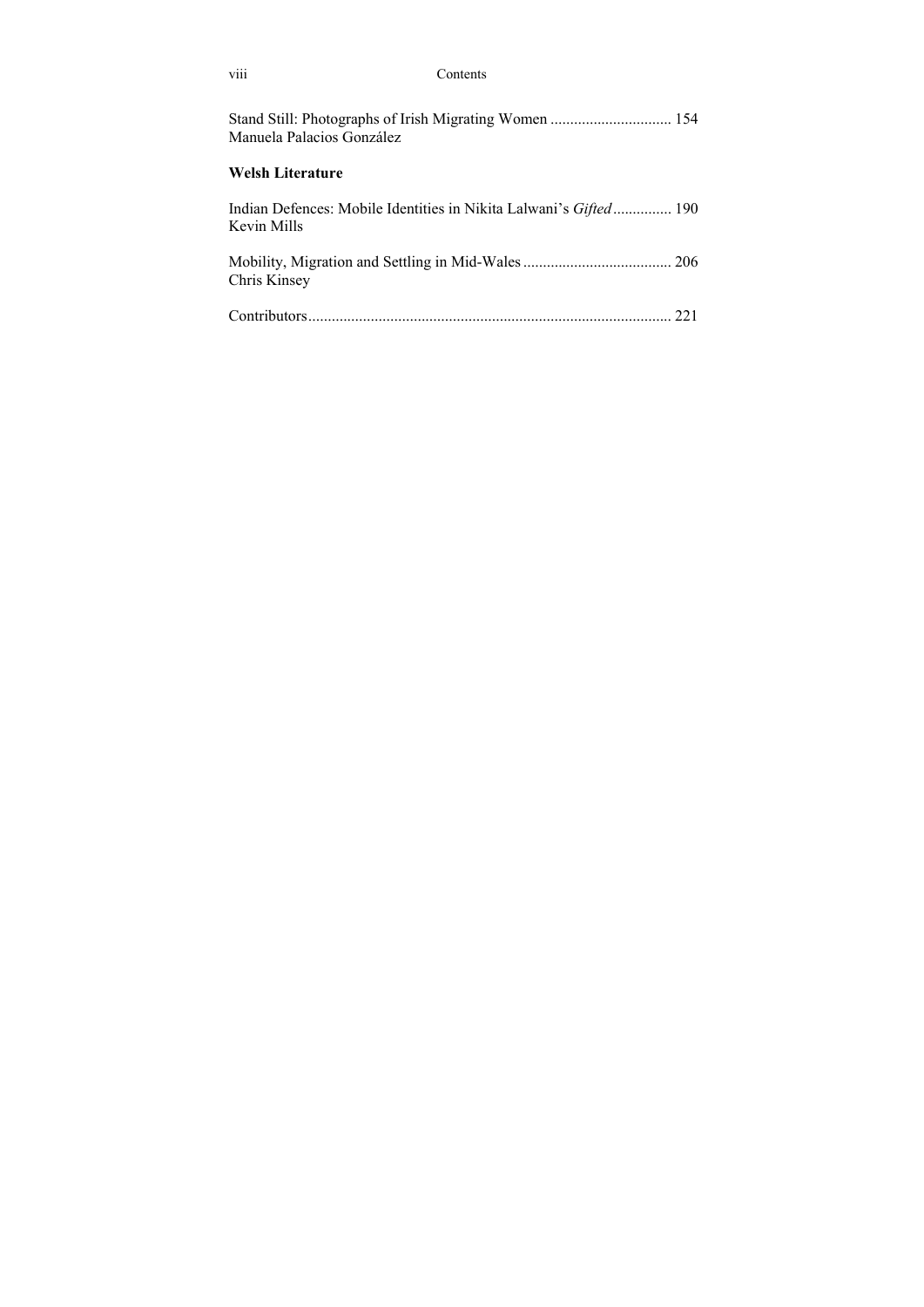Stand Still: Photographs of Irish Migrating Women ............................... 154
Manuela Palacios González

**Welsh Literature**

Indian Defences: Mobile Identities in Nikita Lalwani's *Gifted* .............. 190
Kevin Mills

Mobility, Migration and Settling in Mid-Wales ...................................... 206
Chris Kinsey

Contributors............................................................................................ 221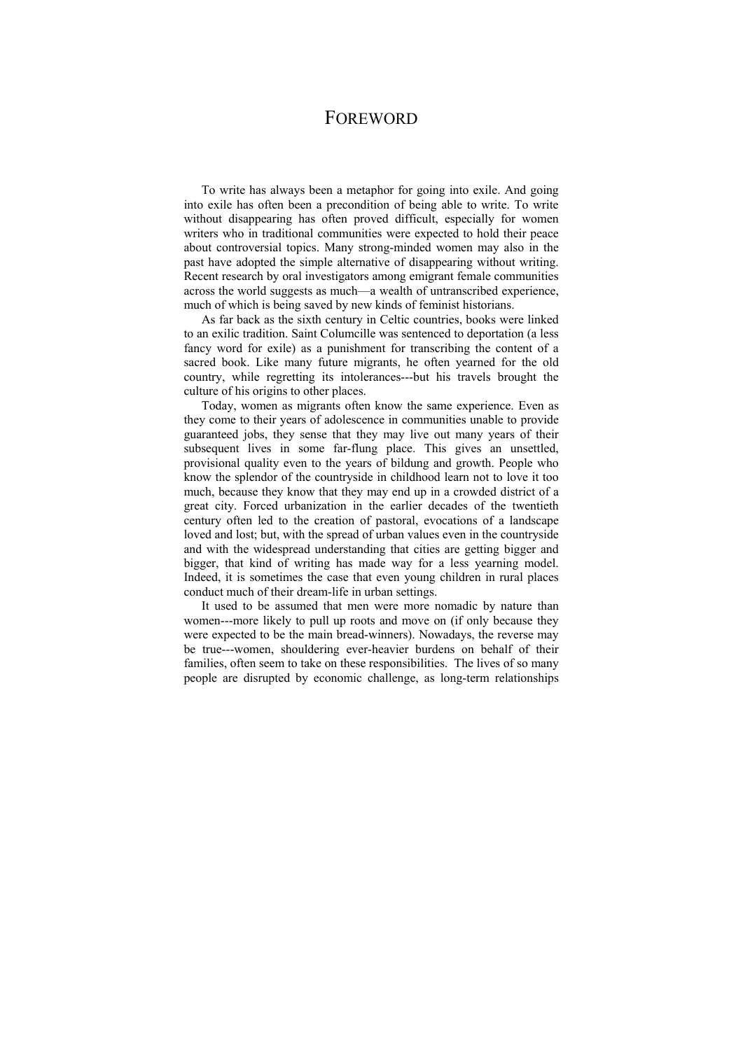# FOREWORD

To write has always been a metaphor for going into exile. And going into exile has often been a precondition of being able to write. To write without disappearing has often proved difficult, especially for women writers who in traditional communities were expected to hold their peace about controversial topics. Many strong-minded women may also in the past have adopted the simple alternative of disappearing without writing. Recent research by oral investigators among emigrant female communities across the world suggests as much—a wealth of untranscribed experience, much of which is being saved by new kinds of feminist historians.

As far back as the sixth century in Celtic countries, books were linked to an exilic tradition. Saint Columcille was sentenced to deportation (a less fancy word for exile) as a punishment for transcribing the content of a sacred book. Like many future migrants, he often yearned for the old country, while regretting its intolerances---but his travels brought the culture of his origins to other places.

Today, women as migrants often know the same experience. Even as they come to their years of adolescence in communities unable to provide guaranteed jobs, they sense that they may live out many years of their subsequent lives in some far-flung place. This gives an unsettled, provisional quality even to the years of bildung and growth. People who know the splendor of the countryside in childhood learn not to love it too much, because they know that they may end up in a crowded district of a great city. Forced urbanization in the earlier decades of the twentieth century often led to the creation of pastoral, evocations of a landscape loved and lost; but, with the spread of urban values even in the countryside and with the widespread understanding that cities are getting bigger and bigger, that kind of writing has made way for a less yearning model. Indeed, it is sometimes the case that even young children in rural places conduct much of their dream-life in urban settings.

It used to be assumed that men were more nomadic by nature than women---more likely to pull up roots and move on (if only because they were expected to be the main bread-winners). Nowadays, the reverse may be true---women, shouldering ever-heavier burdens on behalf of their families, often seem to take on these responsibilities. The lives of so many people are disrupted by economic challenge, as long-term relationships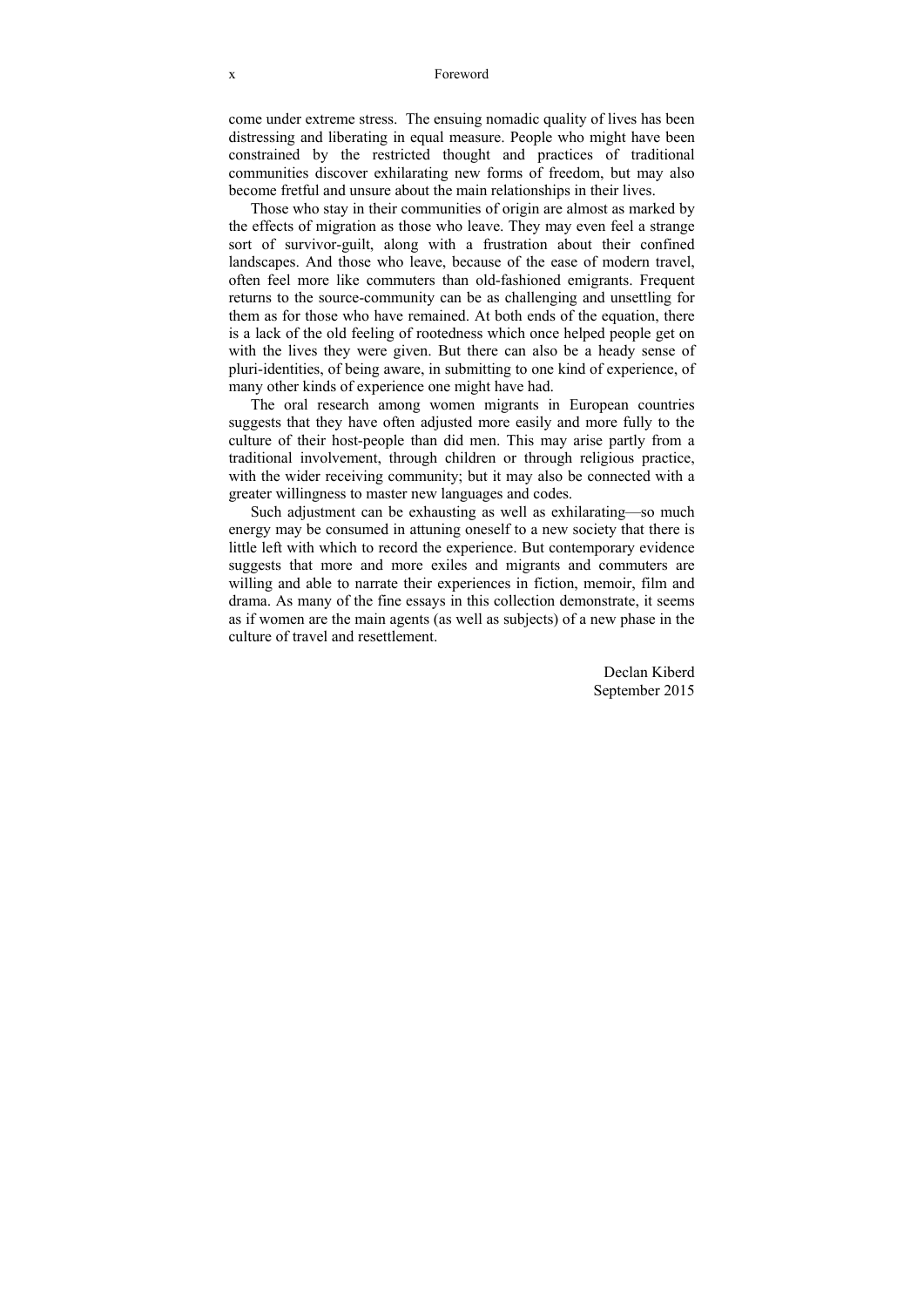come under extreme stress. The ensuing nomadic quality of lives has been distressing and liberating in equal measure. People who might have been constrained by the restricted thought and practices of traditional communities discover exhilarating new forms of freedom, but may also become fretful and unsure about the main relationships in their lives.

Those who stay in their communities of origin are almost as marked by the effects of migration as those who leave. They may even feel a strange sort of survivor-guilt, along with a frustration about their confined landscapes. And those who leave, because of the ease of modern travel, often feel more like commuters than old-fashioned emigrants. Frequent returns to the source-community can be as challenging and unsettling for them as for those who have remained. At both ends of the equation, there is a lack of the old feeling of rootedness which once helped people get on with the lives they were given. But there can also be a heady sense of pluri-identities, of being aware, in submitting to one kind of experience, of many other kinds of experience one might have had.

The oral research among women migrants in European countries suggests that they have often adjusted more easily and more fully to the culture of their host-people than did men. This may arise partly from a traditional involvement, through children or through religious practice, with the wider receiving community; but it may also be connected with a greater willingness to master new languages and codes.

Such adjustment can be exhausting as well as exhilarating—so much energy may be consumed in attuning oneself to a new society that there is little left with which to record the experience. But contemporary evidence suggests that more and more exiles and migrants and commuters are willing and able to narrate their experiences in fiction, memoir, film and drama. As many of the fine essays in this collection demonstrate, it seems as if women are the main agents (as well as subjects) of a new phase in the culture of travel and resettlement.

Declan Kiberd
September 2015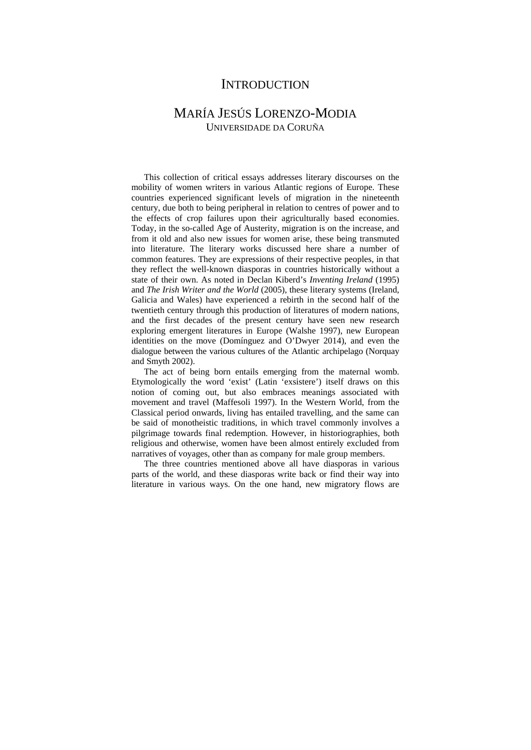# INTRODUCTION

## MARÍA JESÚS LORENZO-MODIA
UNIVERSIDADE DA CORUÑA

This collection of critical essays addresses literary discourses on the mobility of women writers in various Atlantic regions of Europe. These countries experienced significant levels of migration in the nineteenth century, due both to being peripheral in relation to centres of power and to the effects of crop failures upon their agriculturally based economies. Today, in the so-called Age of Austerity, migration is on the increase, and from it old and also new issues for women arise, these being transmuted into literature. The literary works discussed here share a number of common features. They are expressions of their respective peoples, in that they reflect the well-known diasporas in countries historically without a state of their own. As noted in Declan Kiberd's *Inventing Ireland* (1995) and *The Irish Writer and the World* (2005), these literary systems (Ireland, Galicia and Wales) have experienced a rebirth in the second half of the twentieth century through this production of literatures of modern nations, and the first decades of the present century have seen new research exploring emergent literatures in Europe (Walshe 1997), new European identities on the move (Domínguez and O'Dwyer 2014), and even the dialogue between the various cultures of the Atlantic archipelago (Norquay and Smyth 2002).

The act of being born entails emerging from the maternal womb. Etymologically the word 'exist' (Latin 'exsistere') itself draws on this notion of coming out, but also embraces meanings associated with movement and travel (Maffesoli 1997). In the Western World, from the Classical period onwards, living has entailed travelling, and the same can be said of monotheistic traditions, in which travel commonly involves a pilgrimage towards final redemption. However, in historiographies, both religious and otherwise, women have been almost entirely excluded from narratives of voyages, other than as company for male group members.

The three countries mentioned above all have diasporas in various parts of the world, and these diasporas write back or find their way into literature in various ways. On the one hand, new migratory flows are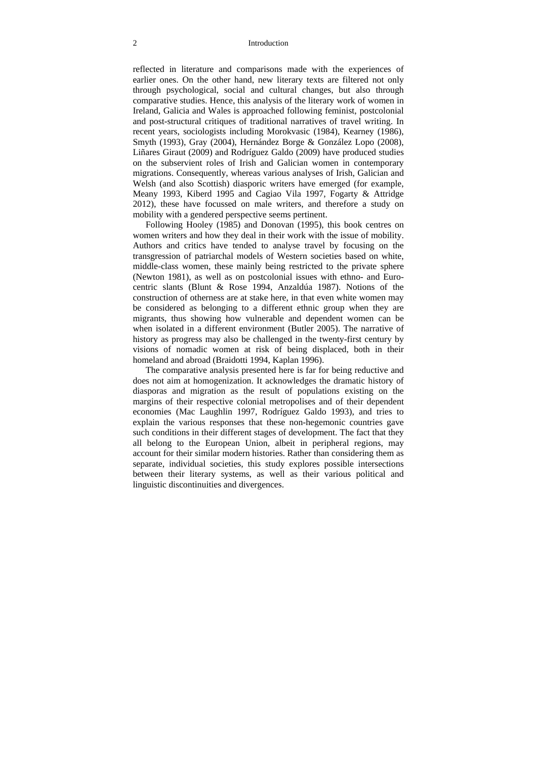reflected in literature and comparisons made with the experiences of earlier ones. On the other hand, new literary texts are filtered not only through psychological, social and cultural changes, but also through comparative studies. Hence, this analysis of the literary work of women in Ireland, Galicia and Wales is approached following feminist, postcolonial and post-structural critiques of traditional narratives of travel writing. In recent years, sociologists including Morokvasic (1984), Kearney (1986), Smyth (1993), Gray (2004), Hernández Borge & González Lopo (2008), Liñares Giraut (2009) and Rodríguez Galdo (2009) have produced studies on the subservient roles of Irish and Galician women in contemporary migrations. Consequently, whereas various analyses of Irish, Galician and Welsh (and also Scottish) diasporic writers have emerged (for example, Meany 1993, Kiberd 1995 and Cagiao Vila 1997, Fogarty & Attridge 2012), these have focussed on male writers, and therefore a study on mobility with a gendered perspective seems pertinent.

Following Hooley (1985) and Donovan (1995), this book centres on women writers and how they deal in their work with the issue of mobility. Authors and critics have tended to analyse travel by focusing on the transgression of patriarchal models of Western societies based on white, middle-class women, these mainly being restricted to the private sphere (Newton 1981), as well as on postcolonial issues with ethno- and Euro-centric slants (Blunt & Rose 1994, Anzaldúa 1987). Notions of the construction of otherness are at stake here, in that even white women may be considered as belonging to a different ethnic group when they are migrants, thus showing how vulnerable and dependent women can be when isolated in a different environment (Butler 2005). The narrative of history as progress may also be challenged in the twenty-first century by visions of nomadic women at risk of being displaced, both in their homeland and abroad (Braidotti 1994, Kaplan 1996).

The comparative analysis presented here is far for being reductive and does not aim at homogenization. It acknowledges the dramatic history of diasporas and migration as the result of populations existing on the margins of their respective colonial metropolises and of their dependent economies (Mac Laughlin 1997, Rodríguez Galdo 1993), and tries to explain the various responses that these non-hegemonic countries gave such conditions in their different stages of development. The fact that they all belong to the European Union, albeit in peripheral regions, may account for their similar modern histories. Rather than considering them as separate, individual societies, this study explores possible intersections between their literary systems, as well as their various political and linguistic discontinuities and divergences.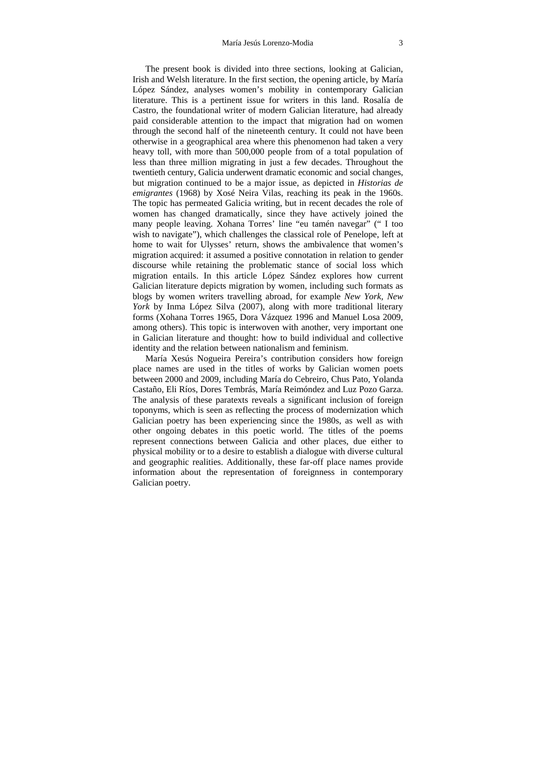The present book is divided into three sections, looking at Galician, Irish and Welsh literature. In the first section, the opening article, by María López Sández, analyses women's mobility in contemporary Galician literature. This is a pertinent issue for writers in this land. Rosalía de Castro, the foundational writer of modern Galician literature, had already paid considerable attention to the impact that migration had on women through the second half of the nineteenth century. It could not have been otherwise in a geographical area where this phenomenon had taken a very heavy toll, with more than 500,000 people from of a total population of less than three million migrating in just a few decades. Throughout the twentieth century, Galicia underwent dramatic economic and social changes, but migration continued to be a major issue, as depicted in *Historias de emigrantes* (1968) by Xosé Neira Vilas, reaching its peak in the 1960s. The topic has permeated Galicia writing, but in recent decades the role of women has changed dramatically, since they have actively joined the many people leaving. Xohana Torres' line "eu tamén navegar" (" I too wish to navigate"), which challenges the classical role of Penelope, left at home to wait for Ulysses' return, shows the ambivalence that women's migration acquired: it assumed a positive connotation in relation to gender discourse while retaining the problematic stance of social loss which migration entails. In this article López Sández explores how current Galician literature depicts migration by women, including such formats as blogs by women writers travelling abroad, for example *New York, New York* by Inma López Silva (2007), along with more traditional literary forms (Xohana Torres 1965, Dora Vázquez 1996 and Manuel Losa 2009, among others). This topic is interwoven with another, very important one in Galician literature and thought: how to build individual and collective identity and the relation between nationalism and feminism.

María Xesús Nogueira Pereira's contribution considers how foreign place names are used in the titles of works by Galician women poets between 2000 and 2009, including María do Cebreiro, Chus Pato, Yolanda Castaño, Eli Ríos, Dores Tembrás, María Reimóndez and Luz Pozo Garza. The analysis of these paratexts reveals a significant inclusion of foreign toponyms, which is seen as reflecting the process of modernization which Galician poetry has been experiencing since the 1980s, as well as with other ongoing debates in this poetic world. The titles of the poems represent connections between Galicia and other places, due either to physical mobility or to a desire to establish a dialogue with diverse cultural and geographic realities. Additionally, these far-off place names provide information about the representation of foreignness in contemporary Galician poetry.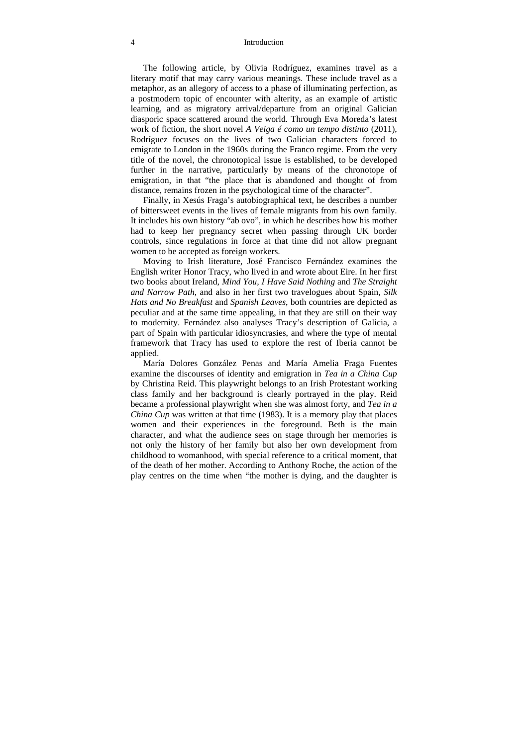The following article, by Olivia Rodríguez, examines travel as a literary motif that may carry various meanings. These include travel as a metaphor, as an allegory of access to a phase of illuminating perfection, as a postmodern topic of encounter with alterity, as an example of artistic learning, and as migratory arrival/departure from an original Galician diasporic space scattered around the world. Through Eva Moreda's latest work of fiction, the short novel *A Veiga é como un tempo distinto* (2011), Rodríguez focuses on the lives of two Galician characters forced to emigrate to London in the 1960s during the Franco regime. From the very title of the novel, the chronotopical issue is established, to be developed further in the narrative, particularly by means of the chronotope of emigration, in that "the place that is abandoned and thought of from distance, remains frozen in the psychological time of the character".

Finally, in Xesús Fraga's autobiographical text, he describes a number of bittersweet events in the lives of female migrants from his own family. It includes his own history "ab ovo", in which he describes how his mother had to keep her pregnancy secret when passing through UK border controls, since regulations in force at that time did not allow pregnant women to be accepted as foreign workers.

Moving to Irish literature, José Francisco Fernández examines the English writer Honor Tracy, who lived in and wrote about Eire. In her first two books about Ireland, *Mind You, I Have Said Nothing* and *The Straight and Narrow Path*, and also in her first two travelogues about Spain, *Silk Hats and No Breakfast* and *Spanish Leaves*, both countries are depicted as peculiar and at the same time appealing, in that they are still on their way to modernity. Fernández also analyses Tracy's description of Galicia, a part of Spain with particular idiosyncrasies, and where the type of mental framework that Tracy has used to explore the rest of Iberia cannot be applied.

María Dolores González Penas and María Amelia Fraga Fuentes examine the discourses of identity and emigration in *Tea in a China Cup* by Christina Reid. This playwright belongs to an Irish Protestant working class family and her background is clearly portrayed in the play. Reid became a professional playwright when she was almost forty, and *Tea in a China Cup* was written at that time (1983). It is a memory play that places women and their experiences in the foreground. Beth is the main character, and what the audience sees on stage through her memories is not only the history of her family but also her own development from childhood to womanhood, with special reference to a critical moment, that of the death of her mother. According to Anthony Roche, the action of the play centres on the time when "the mother is dying, and the daughter is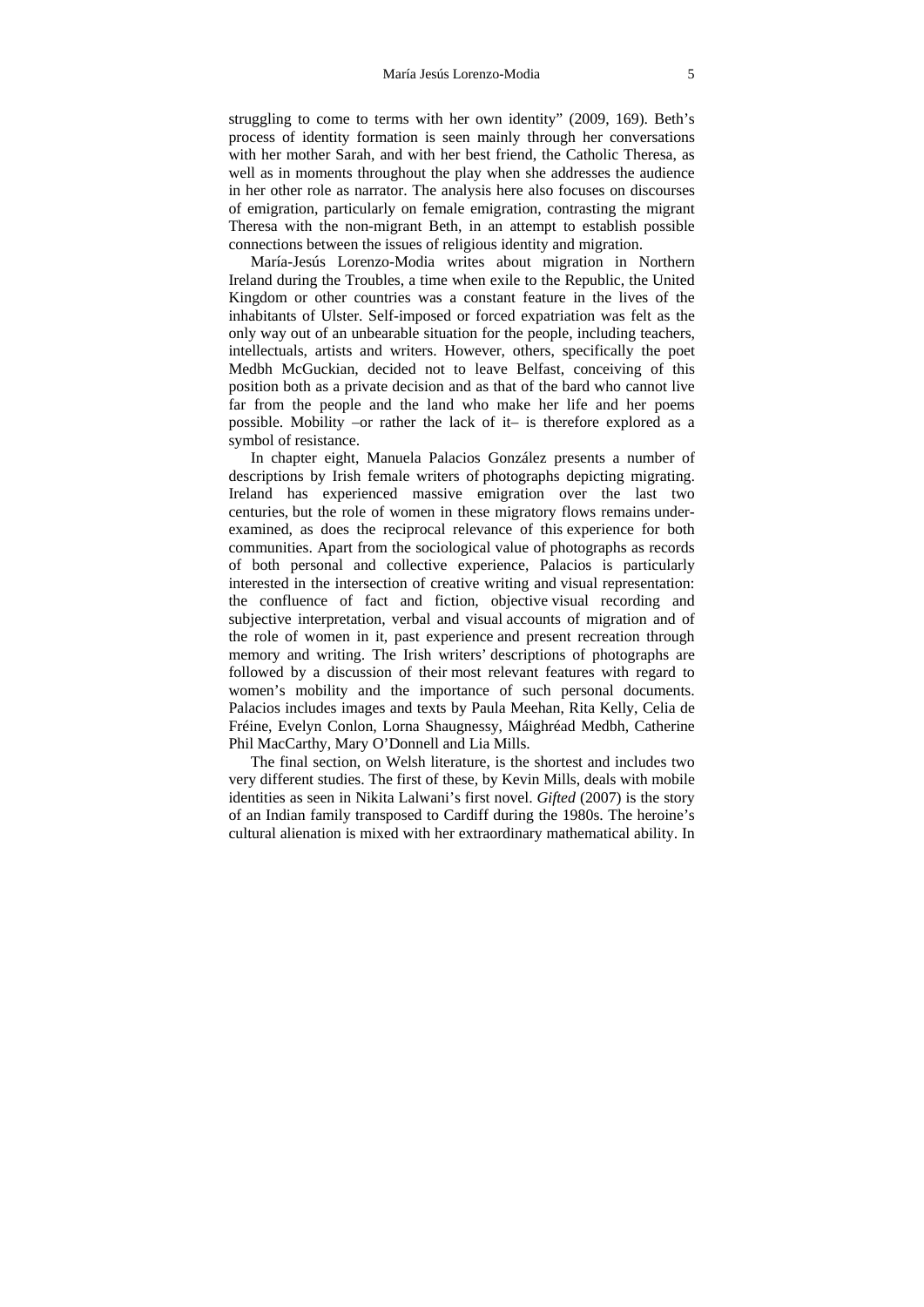struggling to come to terms with her own identity" (2009, 169). Beth's process of identity formation is seen mainly through her conversations with her mother Sarah, and with her best friend, the Catholic Theresa, as well as in moments throughout the play when she addresses the audience in her other role as narrator. The analysis here also focuses on discourses of emigration, particularly on female emigration, contrasting the migrant Theresa with the non-migrant Beth, in an attempt to establish possible connections between the issues of religious identity and migration.

María-Jesús Lorenzo-Modia writes about migration in Northern Ireland during the Troubles, a time when exile to the Republic, the United Kingdom or other countries was a constant feature in the lives of the inhabitants of Ulster. Self-imposed or forced expatriation was felt as the only way out of an unbearable situation for the people, including teachers, intellectuals, artists and writers. However, others, specifically the poet Medbh McGuckian, decided not to leave Belfast, conceiving of this position both as a private decision and as that of the bard who cannot live far from the people and the land who make her life and her poems possible. Mobility –or rather the lack of it– is therefore explored as a symbol of resistance.

In chapter eight, Manuela Palacios González presents a number of descriptions by Irish female writers of photographs depicting migrating. Ireland has experienced massive emigration over the last two centuries, but the role of women in these migratory flows remains under-examined, as does the reciprocal relevance of this experience for both communities. Apart from the sociological value of photographs as records of both personal and collective experience, Palacios is particularly interested in the intersection of creative writing and visual representation: the confluence of fact and fiction, objective visual recording and subjective interpretation, verbal and visual accounts of migration and of the role of women in it, past experience and present recreation through memory and writing. The Irish writers' descriptions of photographs are followed by a discussion of their most relevant features with regard to women's mobility and the importance of such personal documents. Palacios includes images and texts by Paula Meehan, Rita Kelly, Celia de Fréine, Evelyn Conlon, Lorna Shaugnessy, Máighréad Medbh, Catherine Phil MacCarthy, Mary O'Donnell and Lia Mills.

The final section, on Welsh literature, is the shortest and includes two very different studies. The first of these, by Kevin Mills, deals with mobile identities as seen in Nikita Lalwani's first novel. *Gifted* (2007) is the story of an Indian family transposed to Cardiff during the 1980s. The heroine's cultural alienation is mixed with her extraordinary mathematical ability. In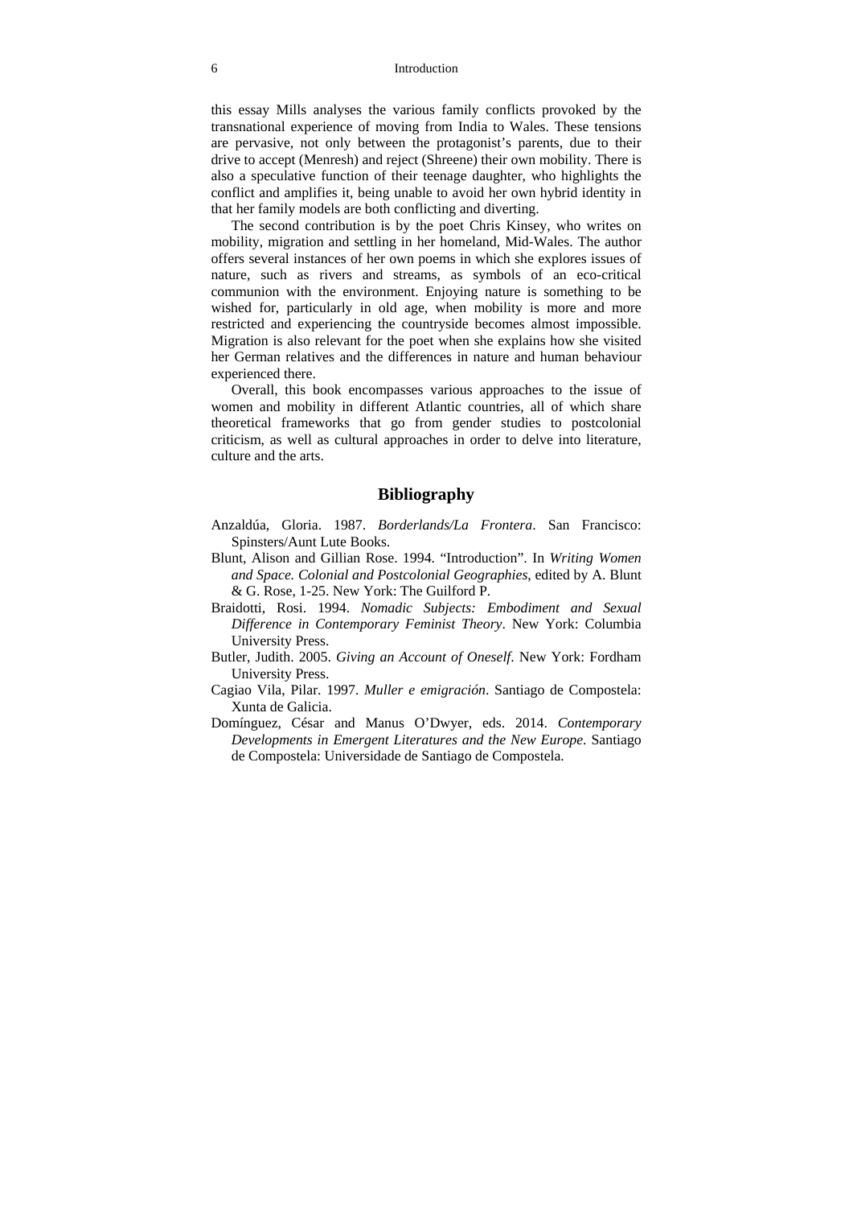this essay Mills analyses the various family conflicts provoked by the transnational experience of moving from India to Wales. These tensions are pervasive, not only between the protagonist's parents, due to their drive to accept (Menresh) and reject (Shreene) their own mobility. There is also a speculative function of their teenage daughter, who highlights the conflict and amplifies it, being unable to avoid her own hybrid identity in that her family models are both conflicting and diverting.

The second contribution is by the poet Chris Kinsey, who writes on mobility, migration and settling in her homeland, Mid-Wales. The author offers several instances of her own poems in which she explores issues of nature, such as rivers and streams, as symbols of an eco-critical communion with the environment. Enjoying nature is something to be wished for, particularly in old age, when mobility is more and more restricted and experiencing the countryside becomes almost impossible. Migration is also relevant for the poet when she explains how she visited her German relatives and the differences in nature and human behaviour experienced there.

Overall, this book encompasses various approaches to the issue of women and mobility in different Atlantic countries, all of which share theoretical frameworks that go from gender studies to postcolonial criticism, as well as cultural approaches in order to delve into literature, culture and the arts.

## Bibliography

Anzaldúa, Gloria. 1987. *Borderlands/La Frontera*. San Francisco: Spinsters/Aunt Lute Books.

Blunt, Alison and Gillian Rose. 1994. "Introduction". In *Writing Women and Space. Colonial and Postcolonial Geographies*, edited by A. Blunt & G. Rose, 1-25. New York: The Guilford P.

Braidotti, Rosi. 1994. *Nomadic Subjects: Embodiment and Sexual Difference in Contemporary Feminist Theory*. New York: Columbia University Press.

Butler, Judith. 2005. *Giving an Account of Oneself*. New York: Fordham University Press.

Cagiao Vila, Pilar. 1997. *Muller e emigración*. Santiago de Compostela: Xunta de Galicia.

Domínguez, César and Manus O'Dwyer, eds. 2014. *Contemporary Developments in Emergent Literatures and the New Europe*. Santiago de Compostela: Universidade de Santiago de Compostela.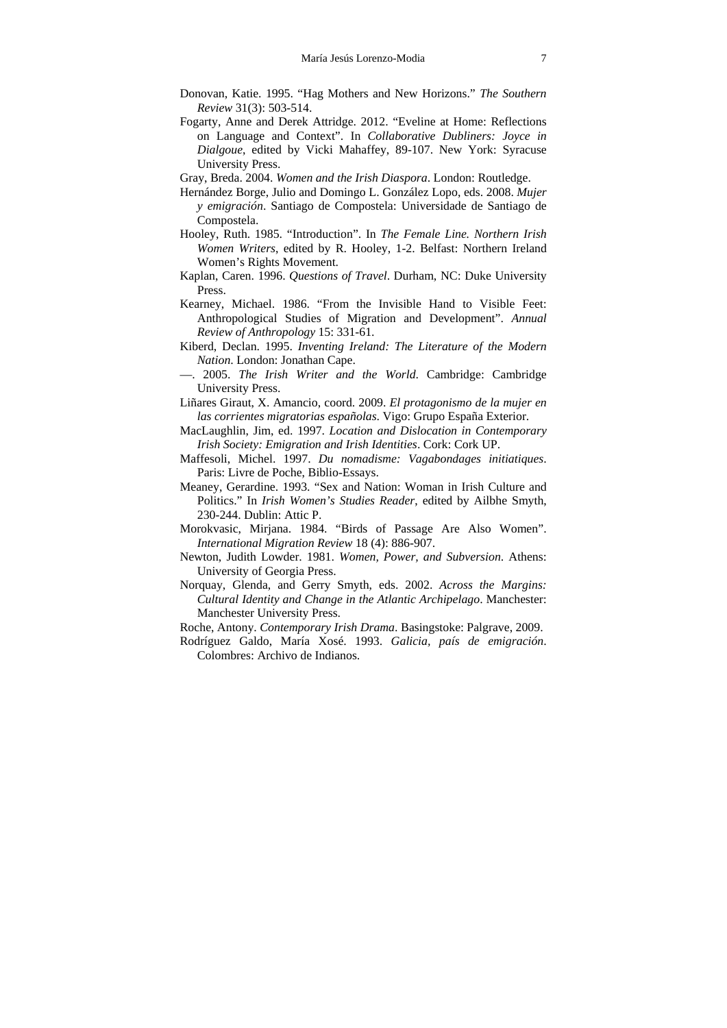Donovan, Katie. 1995. "Hag Mothers and New Horizons." *The Southern Review* 31(3): 503-514.

Fogarty, Anne and Derek Attridge. 2012. "Eveline at Home: Reflections on Language and Context". In *Collaborative Dubliners: Joyce in Dialgoue*, edited by Vicki Mahaffey, 89-107. New York: Syracuse University Press.

Gray, Breda. 2004. *Women and the Irish Diaspora*. London: Routledge.

Hernández Borge, Julio and Domingo L. González Lopo, eds. 2008. *Mujer y emigración*. Santiago de Compostela: Universidade de Santiago de Compostela.

Hooley, Ruth. 1985. "Introduction". In *The Female Line. Northern Irish Women Writers*, edited by R. Hooley, 1-2. Belfast: Northern Ireland Women's Rights Movement.

Kaplan, Caren. 1996. *Questions of Travel*. Durham, NC: Duke University Press.

Kearney, Michael. 1986. "From the Invisible Hand to Visible Feet: Anthropological Studies of Migration and Development". *Annual Review of Anthropology* 15: 331-61.

Kiberd, Declan. 1995. *Inventing Ireland: The Literature of the Modern Nation*. London: Jonathan Cape.

—. 2005. *The Irish Writer and the World*. Cambridge: Cambridge University Press.

Liñares Giraut, X. Amancio, coord. 2009. *El protagonismo de la mujer en las corrientes migratorias españolas*. Vigo: Grupo España Exterior.

MacLaughlin, Jim, ed. 1997. *Location and Dislocation in Contemporary Irish Society: Emigration and Irish Identities*. Cork: Cork UP.

Maffesoli, Michel. 1997. *Du nomadisme: Vagabondages initiatiques*. Paris: Livre de Poche, Biblio-Essays.

Meaney, Gerardine. 1993. "Sex and Nation: Woman in Irish Culture and Politics." In *Irish Women's Studies Reader*, edited by Ailbhe Smyth, 230-244. Dublin: Attic P.

Morokvasic, Mirjana. 1984. "Birds of Passage Are Also Women". *International Migration Review* 18 (4): 886-907.

Newton, Judith Lowder. 1981. *Women, Power, and Subversion*. Athens: University of Georgia Press.

Norquay, Glenda, and Gerry Smyth, eds. 2002. *Across the Margins: Cultural Identity and Change in the Atlantic Archipelago*. Manchester: Manchester University Press.

Roche, Antony. *Contemporary Irish Drama*. Basingstoke: Palgrave, 2009.

Rodríguez Galdo, María Xosé. 1993. *Galicia, país de emigración*. Colombres: Archivo de Indianos.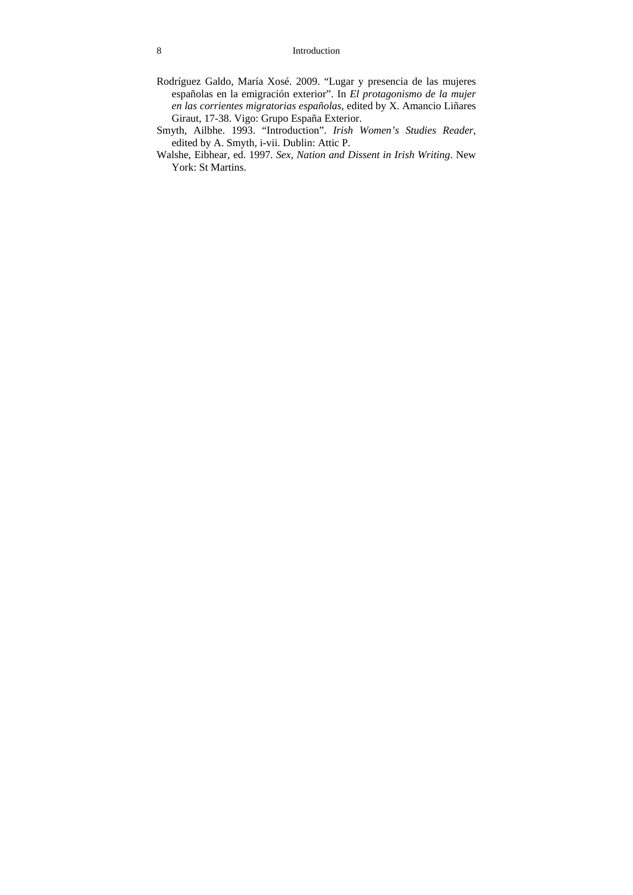Rodríguez Galdo, María Xosé. 2009. "Lugar y presencia de las mujeres españolas en la emigración exterior". In *El protagonismo de la mujer en las corrientes migratorias españolas*, edited by X. Amancio Liñares Giraut, 17-38. Vigo: Grupo España Exterior.

Smyth, Ailbhe. 1993. "Introduction". *Irish Women's Studies Reader*, edited by A. Smyth, i-vii. Dublin: Attic P.

Walshe, Eibhear, ed. 1997. *Sex, Nation and Dissent in Irish Writing*. New York: St Martins.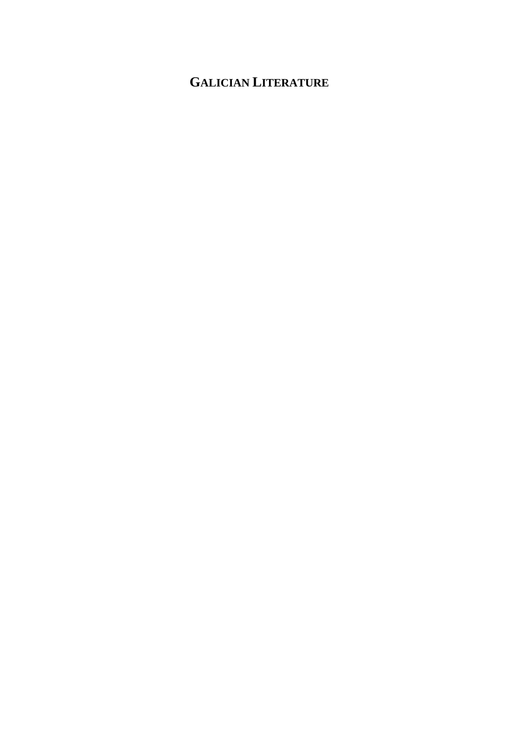# GALICIAN LITERATURE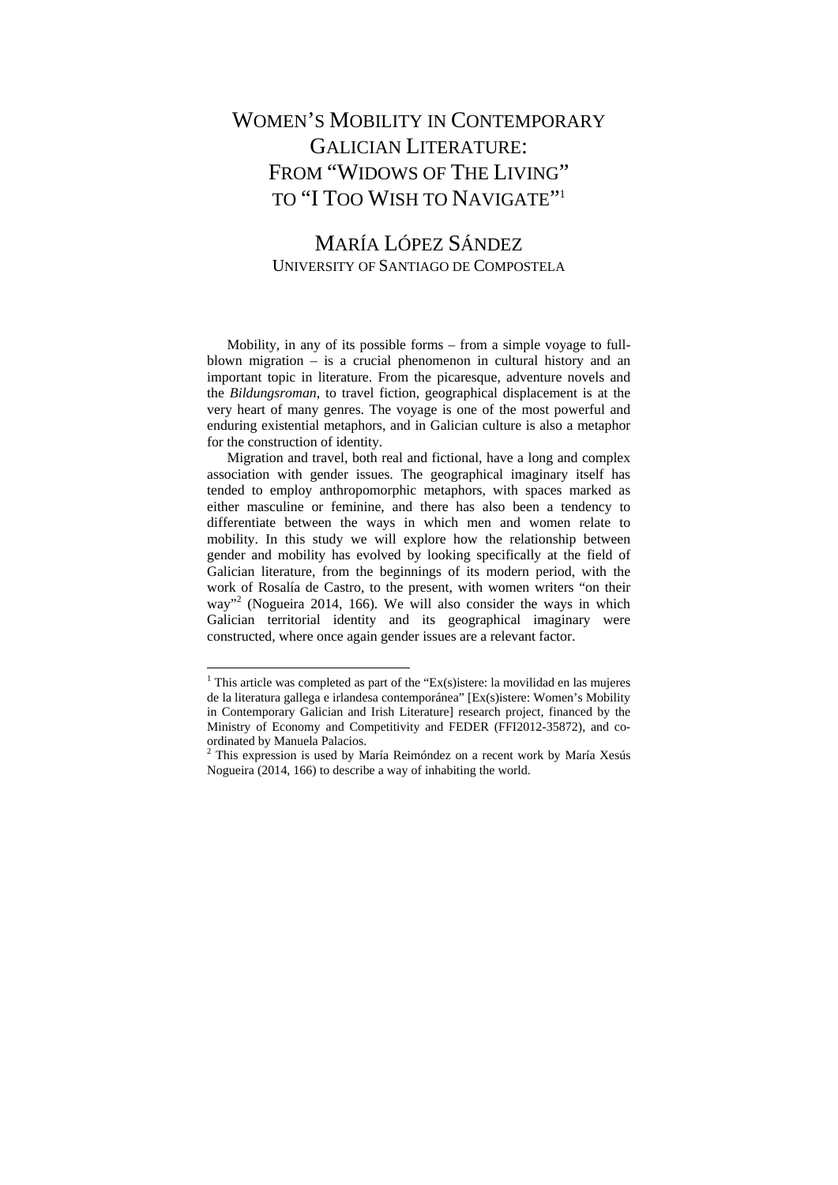# WOMEN'S MOBILITY IN CONTEMPORARY GALICIAN LITERATURE: FROM "WIDOWS OF THE LIVING" TO "I TOO WISH TO NAVIGATE"[1]

## MARÍA LÓPEZ SÁNDEZ

UNIVERSITY OF SANTIAGO DE COMPOSTELA

Mobility, in any of its possible forms – from a simple voyage to full-blown migration – is a crucial phenomenon in cultural history and an important topic in literature. From the picaresque, adventure novels and the *Bildungsroman*, to travel fiction, geographical displacement is at the very heart of many genres. The voyage is one of the most powerful and enduring existential metaphors, and in Galician culture is also a metaphor for the construction of identity.

Migration and travel, both real and fictional, have a long and complex association with gender issues. The geographical imaginary itself has tended to employ anthropomorphic metaphors, with spaces marked as either masculine or feminine, and there has also been a tendency to differentiate between the ways in which men and women relate to mobility. In this study we will explore how the relationship between gender and mobility has evolved by looking specifically at the field of Galician literature, from the beginnings of its modern period, with the work of Rosalía de Castro, to the present, with women writers "on their way"[2] (Nogueira 2014, 166). We will also consider the ways in which Galician territorial identity and its geographical imaginary were constructed, where once again gender issues are a relevant factor.

---

[1] This article was completed as part of the "Ex(s)istere: la movilidad en las mujeres de la literatura gallega e irlandesa contemporánea" [Ex(s)istere: Women's Mobility in Contemporary Galician and Irish Literature] research project, financed by the Ministry of Economy and Competitivity and FEDER (FFI2012-35872), and co-ordinated by Manuela Palacios.

[2] This expression is used by María Reimóndez on a recent work by María Xesús Nogueira (2014, 166) to describe a way of inhabiting the world.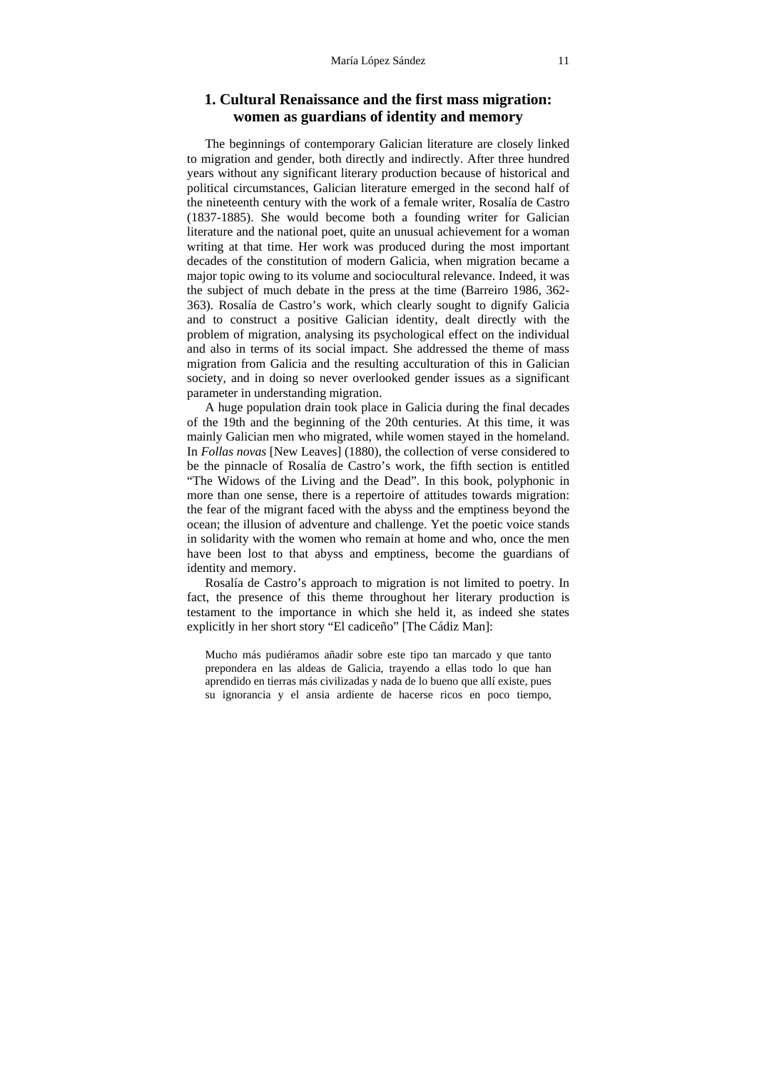## 1. Cultural Renaissance and the first mass migration: women as guardians of identity and memory

The beginnings of contemporary Galician literature are closely linked to migration and gender, both directly and indirectly. After three hundred years without any significant literary production because of historical and political circumstances, Galician literature emerged in the second half of the nineteenth century with the work of a female writer, Rosalía de Castro (1837-1885). She would become both a founding writer for Galician literature and the national poet, quite an unusual achievement for a woman writing at that time. Her work was produced during the most important decades of the constitution of modern Galicia, when migration became a major topic owing to its volume and sociocultural relevance. Indeed, it was the subject of much debate in the press at the time (Barreiro 1986, 362-363). Rosalía de Castro's work, which clearly sought to dignify Galicia and to construct a positive Galician identity, dealt directly with the problem of migration, analysing its psychological effect on the individual and also in terms of its social impact. She addressed the theme of mass migration from Galicia and the resulting acculturation of this in Galician society, and in doing so never overlooked gender issues as a significant parameter in understanding migration.

A huge population drain took place in Galicia during the final decades of the 19th and the beginning of the 20th centuries. At this time, it was mainly Galician men who migrated, while women stayed in the homeland. In *Follas novas* [New Leaves] (1880), the collection of verse considered to be the pinnacle of Rosalía de Castro's work, the fifth section is entitled "The Widows of the Living and the Dead". In this book, polyphonic in more than one sense, there is a repertoire of attitudes towards migration: the fear of the migrant faced with the abyss and the emptiness beyond the ocean; the illusion of adventure and challenge. Yet the poetic voice stands in solidarity with the women who remain at home and who, once the men have been lost to that abyss and emptiness, become the guardians of identity and memory.

Rosalía de Castro's approach to migration is not limited to poetry. In fact, the presence of this theme throughout her literary production is testament to the importance in which she held it, as indeed she states explicitly in her short story "El cadiceño" [The Cádiz Man]:

> Mucho más pudiéramos añadir sobre este tipo tan marcado y que tanto prepondera en las aldeas de Galicia, trayendo a ellas todo lo que han aprendido en tierras más civilizadas y nada de lo bueno que allí existe, pues su ignorancia y el ansia ardiente de hacerse ricos en poco tiempo,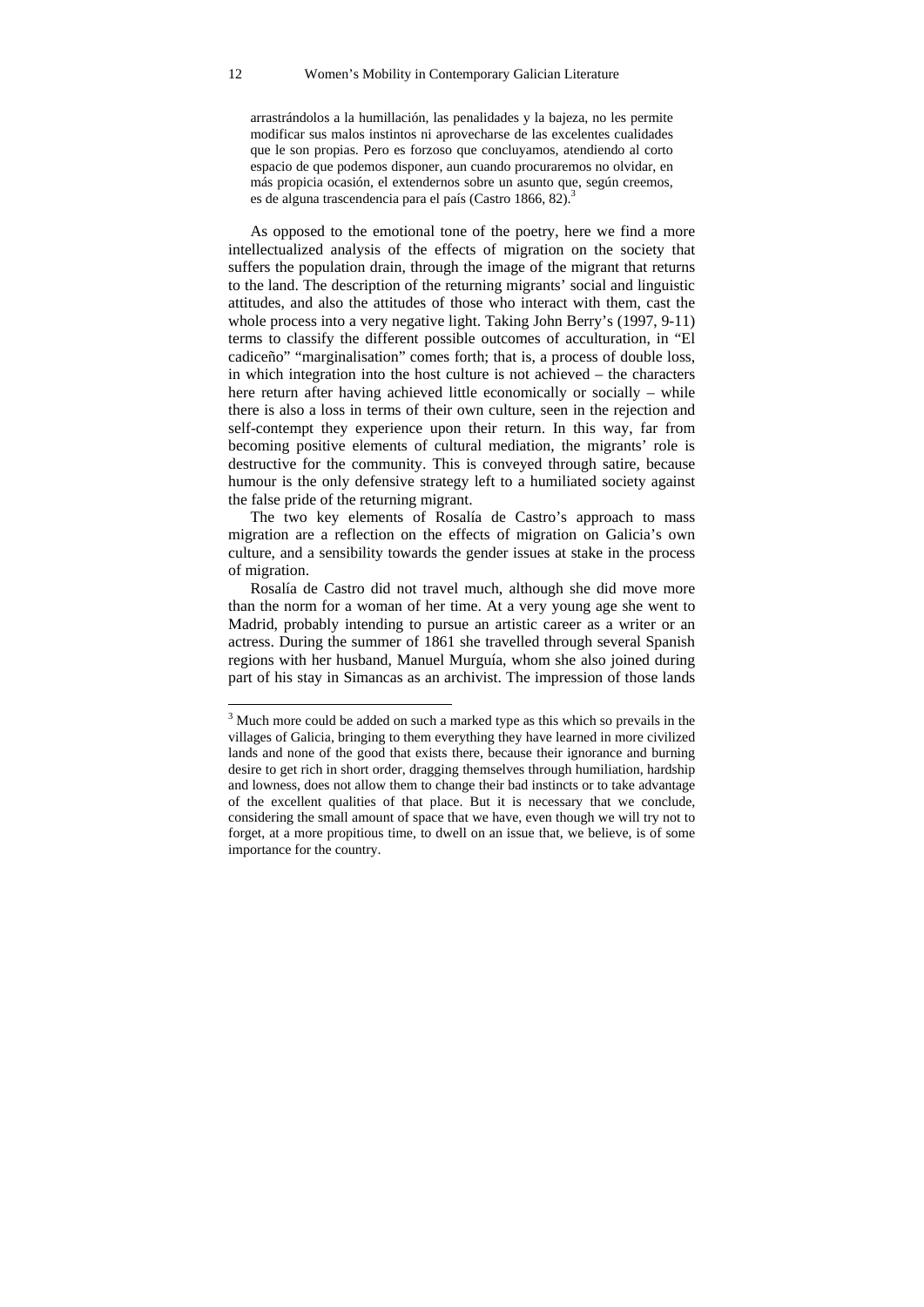> arrastrándolos a la humillación, las penalidades y la bajeza, no les permite modificar sus malos instintos ni aprovecharse de las excelentes cualidades que le son propias. Pero es forzoso que concluyamos, atendiendo al corto espacio de que podemos disponer, aun cuando procuraremos no olvidar, en más propicia ocasión, el extendernos sobre un asunto que, según creemos, es de alguna trascendencia para el país (Castro 1866, 82).[3]

As opposed to the emotional tone of the poetry, here we find a more intellectualized analysis of the effects of migration on the society that suffers the population drain, through the image of the migrant that returns to the land. The description of the returning migrants' social and linguistic attitudes, and also the attitudes of those who interact with them, cast the whole process into a very negative light. Taking John Berry's (1997, 9-11) terms to classify the different possible outcomes of acculturation, in "El cadiceño" "marginalisation" comes forth; that is, a process of double loss, in which integration into the host culture is not achieved – the characters here return after having achieved little economically or socially – while there is also a loss in terms of their own culture, seen in the rejection and self-contempt they experience upon their return. In this way, far from becoming positive elements of cultural mediation, the migrants' role is destructive for the community. This is conveyed through satire, because humour is the only defensive strategy left to a humiliated society against the false pride of the returning migrant.

The two key elements of Rosalía de Castro's approach to mass migration are a reflection on the effects of migration on Galicia's own culture, and a sensibility towards the gender issues at stake in the process of migration.

Rosalía de Castro did not travel much, although she did move more than the norm for a woman of her time. At a very young age she went to Madrid, probably intending to pursue an artistic career as a writer or an actress. During the summer of 1861 she travelled through several Spanish regions with her husband, Manuel Murguía, whom she also joined during part of his stay in Simancas as an archivist. The impression of those lands

---

[3] Much more could be added on such a marked type as this which so prevails in the villages of Galicia, bringing to them everything they have learned in more civilized lands and none of the good that exists there, because their ignorance and burning desire to get rich in short order, dragging themselves through humiliation, hardship and lowness, does not allow them to change their bad instincts or to take advantage of the excellent qualities of that place. But it is necessary that we conclude, considering the small amount of space that we have, even though we will try not to forget, at a more propitious time, to dwell on an issue that, we believe, is of some importance for the country.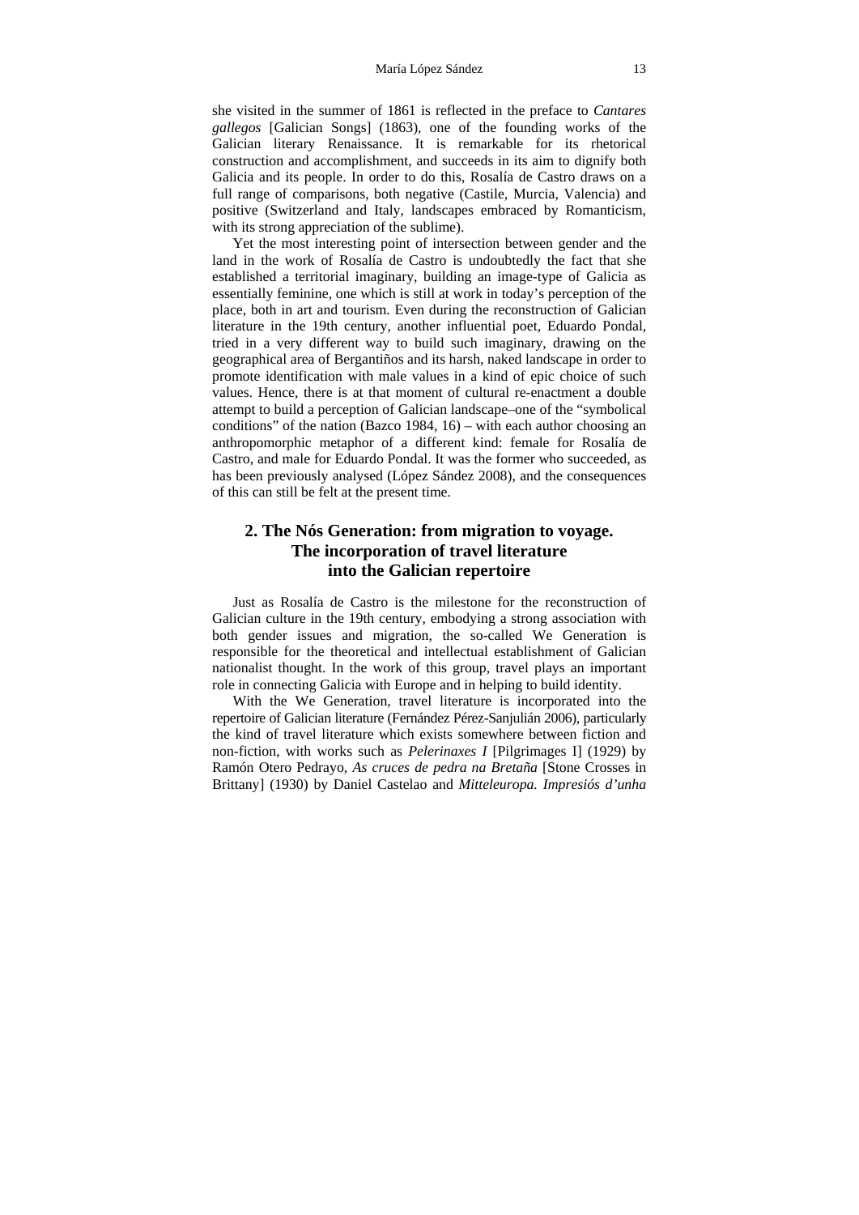she visited in the summer of 1861 is reflected in the preface to *Cantares gallegos* [Galician Songs] (1863), one of the founding works of the Galician literary Renaissance. It is remarkable for its rhetorical construction and accomplishment, and succeeds in its aim to dignify both Galicia and its people. In order to do this, Rosalía de Castro draws on a full range of comparisons, both negative (Castile, Murcia, Valencia) and positive (Switzerland and Italy, landscapes embraced by Romanticism, with its strong appreciation of the sublime).

Yet the most interesting point of intersection between gender and the land in the work of Rosalía de Castro is undoubtedly the fact that she established a territorial imaginary, building an image-type of Galicia as essentially feminine, one which is still at work in today's perception of the place, both in art and tourism. Even during the reconstruction of Galician literature in the 19th century, another influential poet, Eduardo Pondal, tried in a very different way to build such imaginary, drawing on the geographical area of Bergantiños and its harsh, naked landscape in order to promote identification with male values in a kind of epic choice of such values. Hence, there is at that moment of cultural re-enactment a double attempt to build a perception of Galician landscape–one of the "symbolical conditions" of the nation (Bazco 1984, 16) – with each author choosing an anthropomorphic metaphor of a different kind: female for Rosalía de Castro, and male for Eduardo Pondal. It was the former who succeeded, as has been previously analysed (López Sández 2008), and the consequences of this can still be felt at the present time.

## 2. The Nós Generation: from migration to voyage. The incorporation of travel literature into the Galician repertoire

Just as Rosalía de Castro is the milestone for the reconstruction of Galician culture in the 19th century, embodying a strong association with both gender issues and migration, the so-called We Generation is responsible for the theoretical and intellectual establishment of Galician nationalist thought. In the work of this group, travel plays an important role in connecting Galicia with Europe and in helping to build identity.

With the We Generation, travel literature is incorporated into the repertoire of Galician literature (Fernández Pérez-Sanjulián 2006), particularly the kind of travel literature which exists somewhere between fiction and non-fiction, with works such as *Pelerinaxes I* [Pilgrimages I] (1929) by Ramón Otero Pedrayo, *As cruces de pedra na Bretaña* [Stone Crosses in Brittany] (1930) by Daniel Castelao and *Mitteleuropa. Impresiós d'unha*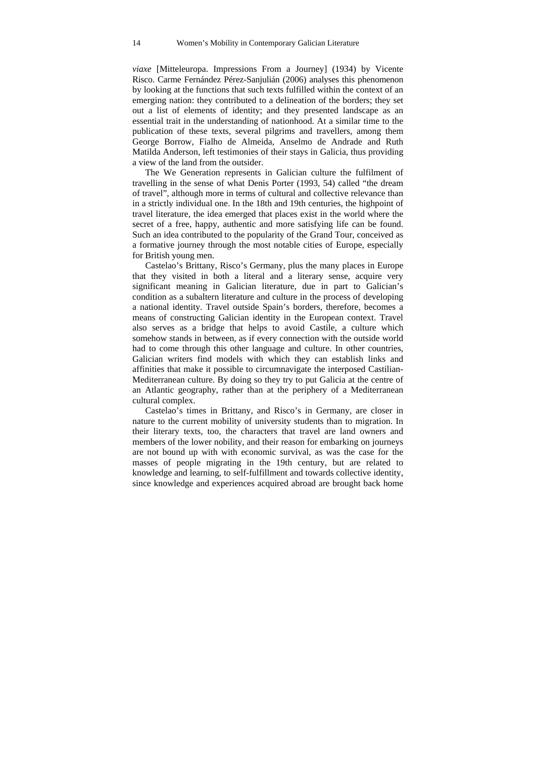*viaxe* [Mitteleuropa. Impressions From a Journey] (1934) by Vicente Risco. Carme Fernández Pérez-Sanjulián (2006) analyses this phenomenon by looking at the functions that such texts fulfilled within the context of an emerging nation: they contributed to a delineation of the borders; they set out a list of elements of identity; and they presented landscape as an essential trait in the understanding of nationhood. At a similar time to the publication of these texts, several pilgrims and travellers, among them George Borrow, Fialho de Almeida, Anselmo de Andrade and Ruth Matilda Anderson, left testimonies of their stays in Galicia, thus providing a view of the land from the outsider.

The We Generation represents in Galician culture the fulfilment of travelling in the sense of what Denis Porter (1993, 54) called "the dream of travel", although more in terms of cultural and collective relevance than in a strictly individual one. In the 18th and 19th centuries, the highpoint of travel literature, the idea emerged that places exist in the world where the secret of a free, happy, authentic and more satisfying life can be found. Such an idea contributed to the popularity of the Grand Tour, conceived as a formative journey through the most notable cities of Europe, especially for British young men.

Castelao's Brittany, Risco's Germany, plus the many places in Europe that they visited in both a literal and a literary sense, acquire very significant meaning in Galician literature, due in part to Galician's condition as a subaltern literature and culture in the process of developing a national identity. Travel outside Spain's borders, therefore, becomes a means of constructing Galician identity in the European context. Travel also serves as a bridge that helps to avoid Castile, a culture which somehow stands in between, as if every connection with the outside world had to come through this other language and culture. In other countries, Galician writers find models with which they can establish links and affinities that make it possible to circumnavigate the interposed Castilian-Mediterranean culture. By doing so they try to put Galicia at the centre of an Atlantic geography, rather than at the periphery of a Mediterranean cultural complex.

Castelao's times in Brittany, and Risco's in Germany, are closer in nature to the current mobility of university students than to migration. In their literary texts, too, the characters that travel are land owners and members of the lower nobility, and their reason for embarking on journeys are not bound up with with economic survival, as was the case for the masses of people migrating in the 19th century, but are related to knowledge and learning, to self-fulfillment and towards collective identity, since knowledge and experiences acquired abroad are brought back home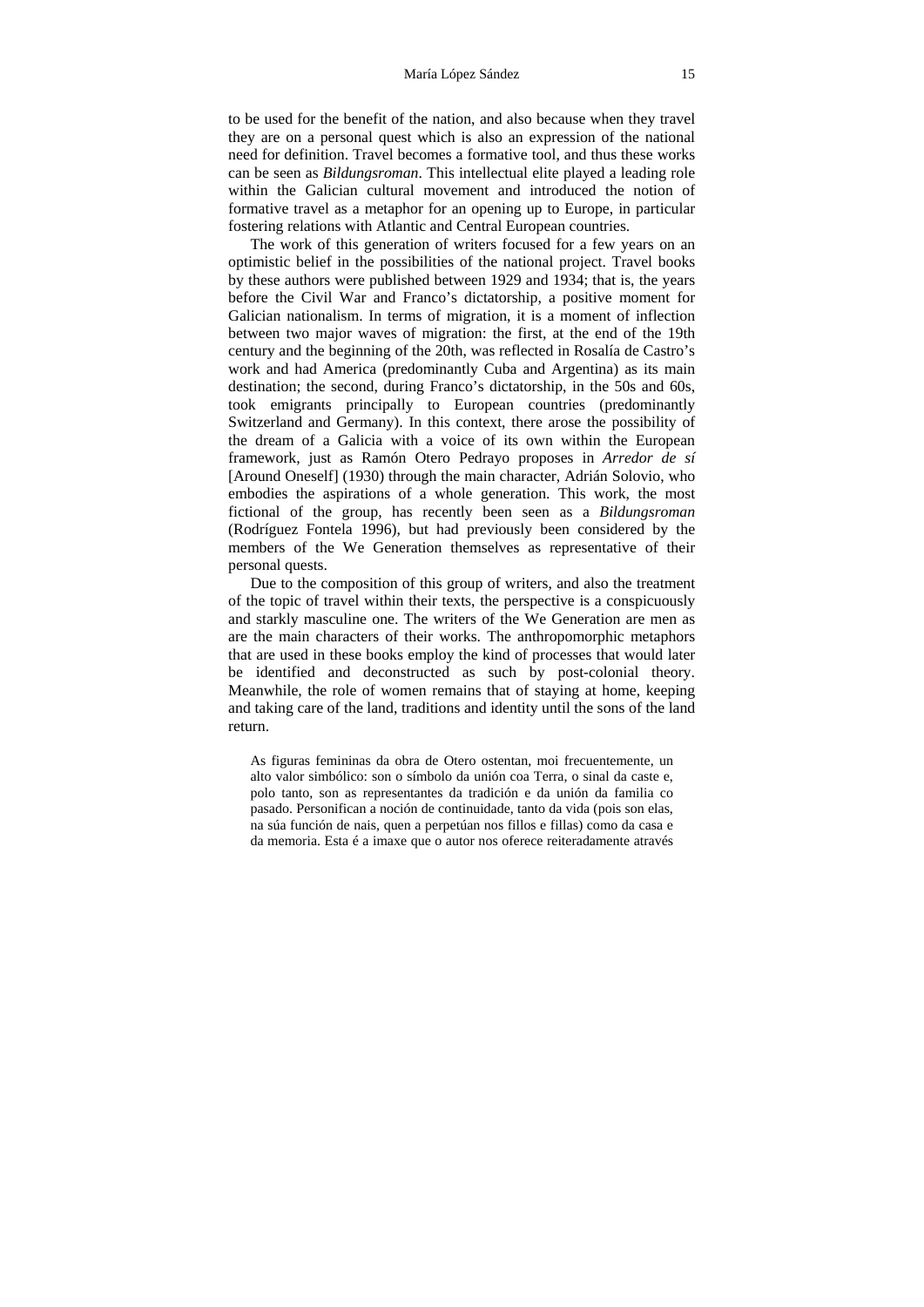to be used for the benefit of the nation, and also because when they travel they are on a personal quest which is also an expression of the national need for definition. Travel becomes a formative tool, and thus these works can be seen as *Bildungsroman*. This intellectual elite played a leading role within the Galician cultural movement and introduced the notion of formative travel as a metaphor for an opening up to Europe, in particular fostering relations with Atlantic and Central European countries.

The work of this generation of writers focused for a few years on an optimistic belief in the possibilities of the national project. Travel books by these authors were published between 1929 and 1934; that is, the years before the Civil War and Franco's dictatorship, a positive moment for Galician nationalism. In terms of migration, it is a moment of inflection between two major waves of migration: the first, at the end of the 19th century and the beginning of the 20th, was reflected in Rosalía de Castro's work and had America (predominantly Cuba and Argentina) as its main destination; the second, during Franco's dictatorship, in the 50s and 60s, took emigrants principally to European countries (predominantly Switzerland and Germany). In this context, there arose the possibility of the dream of a Galicia with a voice of its own within the European framework, just as Ramón Otero Pedrayo proposes in *Arredor de sí* [Around Oneself] (1930) through the main character, Adrián Solovio, who embodies the aspirations of a whole generation. This work, the most fictional of the group, has recently been seen as a *Bildungsroman* (Rodríguez Fontela 1996), but had previously been considered by the members of the We Generation themselves as representative of their personal quests.

Due to the composition of this group of writers, and also the treatment of the topic of travel within their texts, the perspective is a conspicuously and starkly masculine one. The writers of the We Generation are men as are the main characters of their works. The anthropomorphic metaphors that are used in these books employ the kind of processes that would later be identified and deconstructed as such by post-colonial theory. Meanwhile, the role of women remains that of staying at home, keeping and taking care of the land, traditions and identity until the sons of the land return.

> As figuras femininas da obra de Otero ostentan, moi frecuentemente, un alto valor simbólico: son o símbolo da unión coa Terra, o sinal da caste e, polo tanto, son as representantes da tradición e da unión da familia co pasado. Personifican a noción de continuidade, tanto da vida (pois son elas, na súa función de nais, quen a perpetúan nos fillos e fillas) como da casa e da memoria. Esta é a imaxe que o autor nos oferece reiteradamente através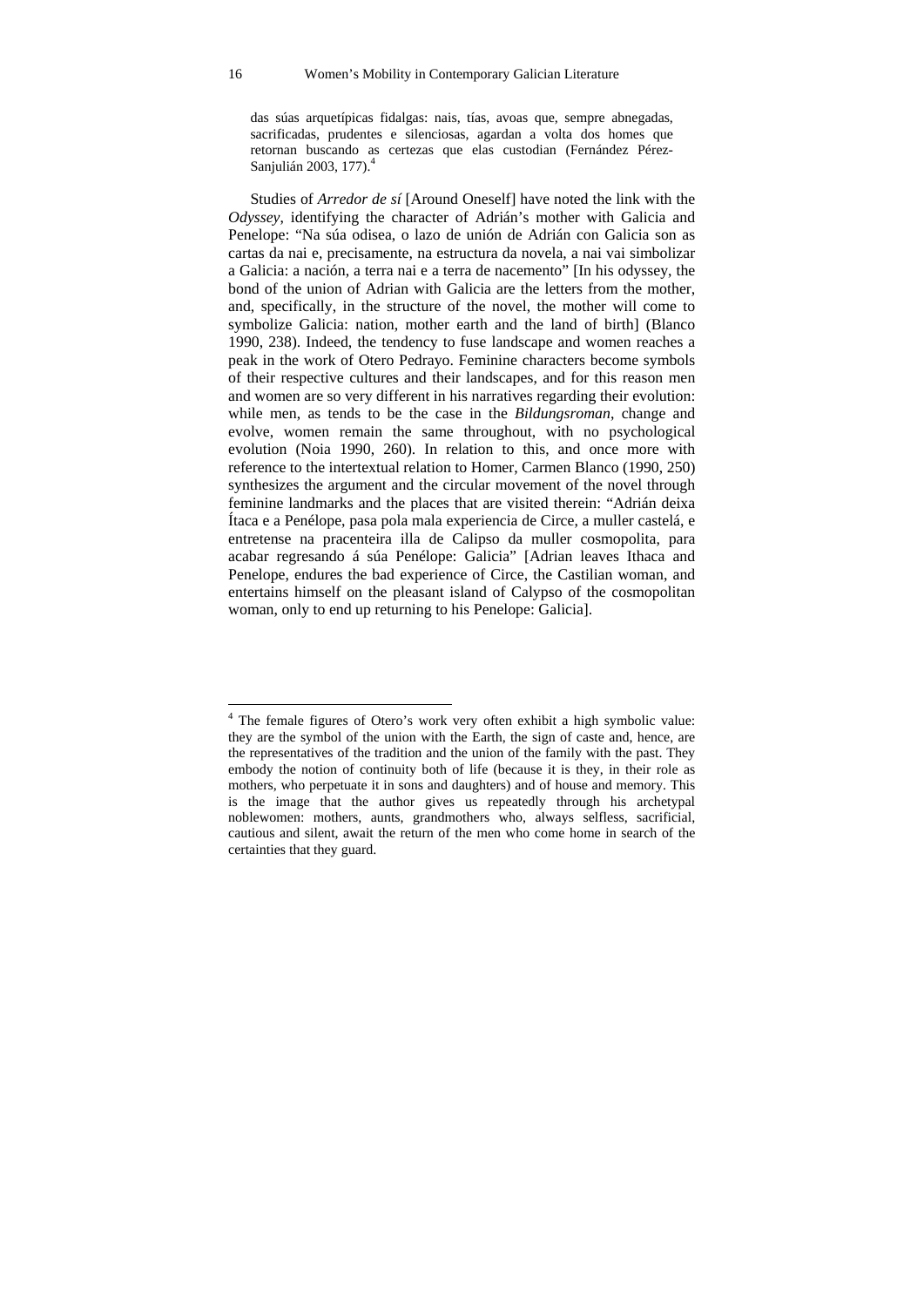> das súas arquetípicas fidalgas: nais, tías, avoas que, sempre abnegadas, sacrificadas, prudentes e silenciosas, agardan a volta dos homes que retornan buscando as certezas que elas custodian (Fernández Pérez-Sanjulián 2003, 177).[4]

Studies of *Arredor de sí* [Around Oneself] have noted the link with the *Odyssey*, identifying the character of Adrián's mother with Galicia and Penelope: "Na súa odisea, o lazo de unión de Adrián con Galicia son as cartas da nai e, precisamente, na estructura da novela, a nai vai simbolizar a Galicia: a nación, a terra nai e a terra de nacemento" [In his odyssey, the bond of the union of Adrian with Galicia are the letters from the mother, and, specifically, in the structure of the novel, the mother will come to symbolize Galicia: nation, mother earth and the land of birth] (Blanco 1990, 238). Indeed, the tendency to fuse landscape and women reaches a peak in the work of Otero Pedrayo. Feminine characters become symbols of their respective cultures and their landscapes, and for this reason men and women are so very different in his narratives regarding their evolution: while men, as tends to be the case in the *Bildungsroman*, change and evolve, women remain the same throughout, with no psychological evolution (Noia 1990, 260). In relation to this, and once more with reference to the intertextual relation to Homer, Carmen Blanco (1990, 250) synthesizes the argument and the circular movement of the novel through feminine landmarks and the places that are visited therein: "Adrián deixa Ítaca e a Penélope, pasa pola mala experiencia de Circe, a muller castelá, e entretense na pracenteira illa de Calipso da muller cosmopolita, para acabar regresando á súa Penélope: Galicia" [Adrian leaves Ithaca and Penelope, endures the bad experience of Circe, the Castilian woman, and entertains himself on the pleasant island of Calypso of the cosmopolitan woman, only to end up returning to his Penelope: Galicia].

---

[4] The female figures of Otero's work very often exhibit a high symbolic value: they are the symbol of the union with the Earth, the sign of caste and, hence, are the representatives of the tradition and the union of the family with the past. They embody the notion of continuity both of life (because it is they, in their role as mothers, who perpetuate it in sons and daughters) and of house and memory. This is the image that the author gives us repeatedly through his archetypal noblewomen: mothers, aunts, grandmothers who, always selfless, sacrificial, cautious and silent, await the return of the men who come home in search of the certainties that they guard.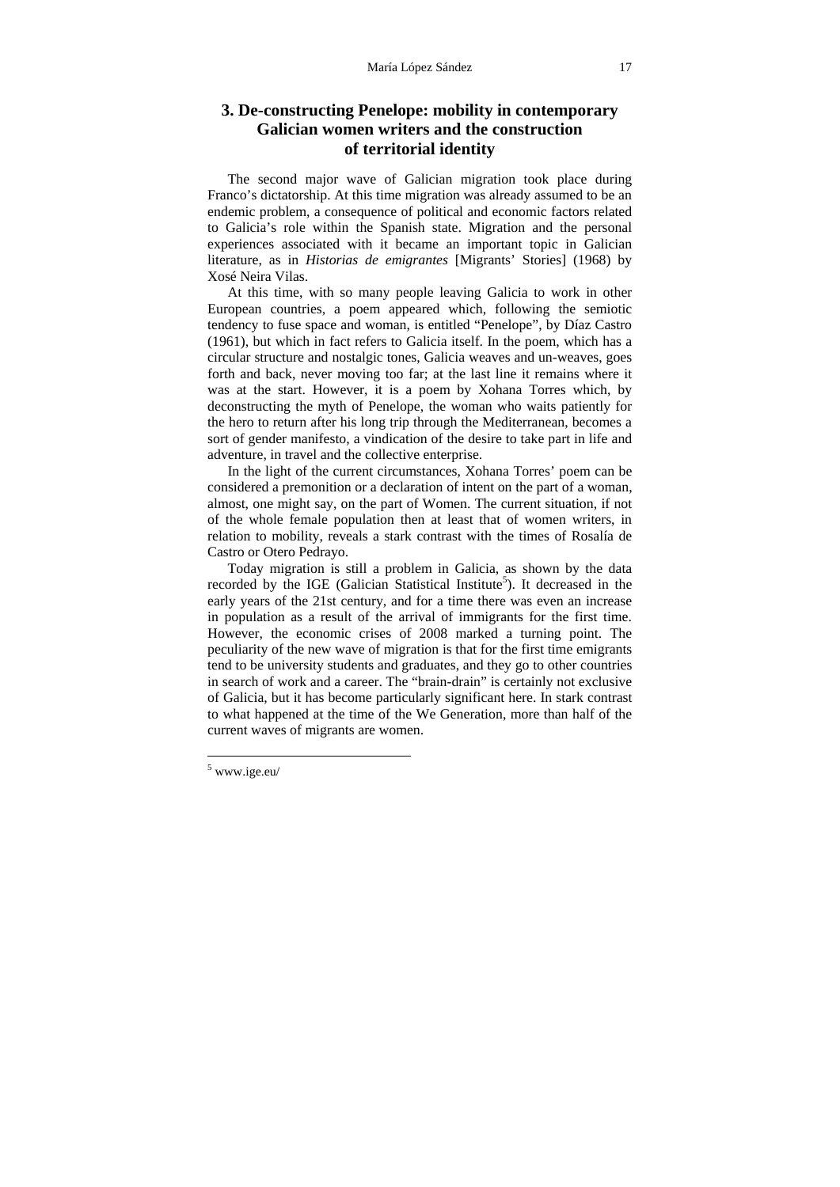## 3. De-constructing Penelope: mobility in contemporary Galician women writers and the construction of territorial identity

The second major wave of Galician migration took place during Franco's dictatorship. At this time migration was already assumed to be an endemic problem, a consequence of political and economic factors related to Galicia's role within the Spanish state. Migration and the personal experiences associated with it became an important topic in Galician literature, as in *Historias de emigrantes* [Migrants' Stories] (1968) by Xosé Neira Vilas.

At this time, with so many people leaving Galicia to work in other European countries, a poem appeared which, following the semiotic tendency to fuse space and woman, is entitled "Penelope", by Díaz Castro (1961), but which in fact refers to Galicia itself. In the poem, which has a circular structure and nostalgic tones, Galicia weaves and un-weaves, goes forth and back, never moving too far; at the last line it remains where it was at the start. However, it is a poem by Xohana Torres which, by deconstructing the myth of Penelope, the woman who waits patiently for the hero to return after his long trip through the Mediterranean, becomes a sort of gender manifesto, a vindication of the desire to take part in life and adventure, in travel and the collective enterprise.

In the light of the current circumstances, Xohana Torres' poem can be considered a premonition or a declaration of intent on the part of a woman, almost, one might say, on the part of Women. The current situation, if not of the whole female population then at least that of women writers, in relation to mobility, reveals a stark contrast with the times of Rosalía de Castro or Otero Pedrayo.

Today migration is still a problem in Galicia, as shown by the data recorded by the IGE (Galician Statistical Institute[5]). It decreased in the early years of the 21st century, and for a time there was even an increase in population as a result of the arrival of immigrants for the first time. However, the economic crises of 2008 marked a turning point. The peculiarity of the new wave of migration is that for the first time emigrants tend to be university students and graduates, and they go to other countries in search of work and a career. The "brain-drain" is certainly not exclusive of Galicia, but it has become particularly significant here. In stark contrast to what happened at the time of the We Generation, more than half of the current waves of migrants are women.

[5] www.ige.eu/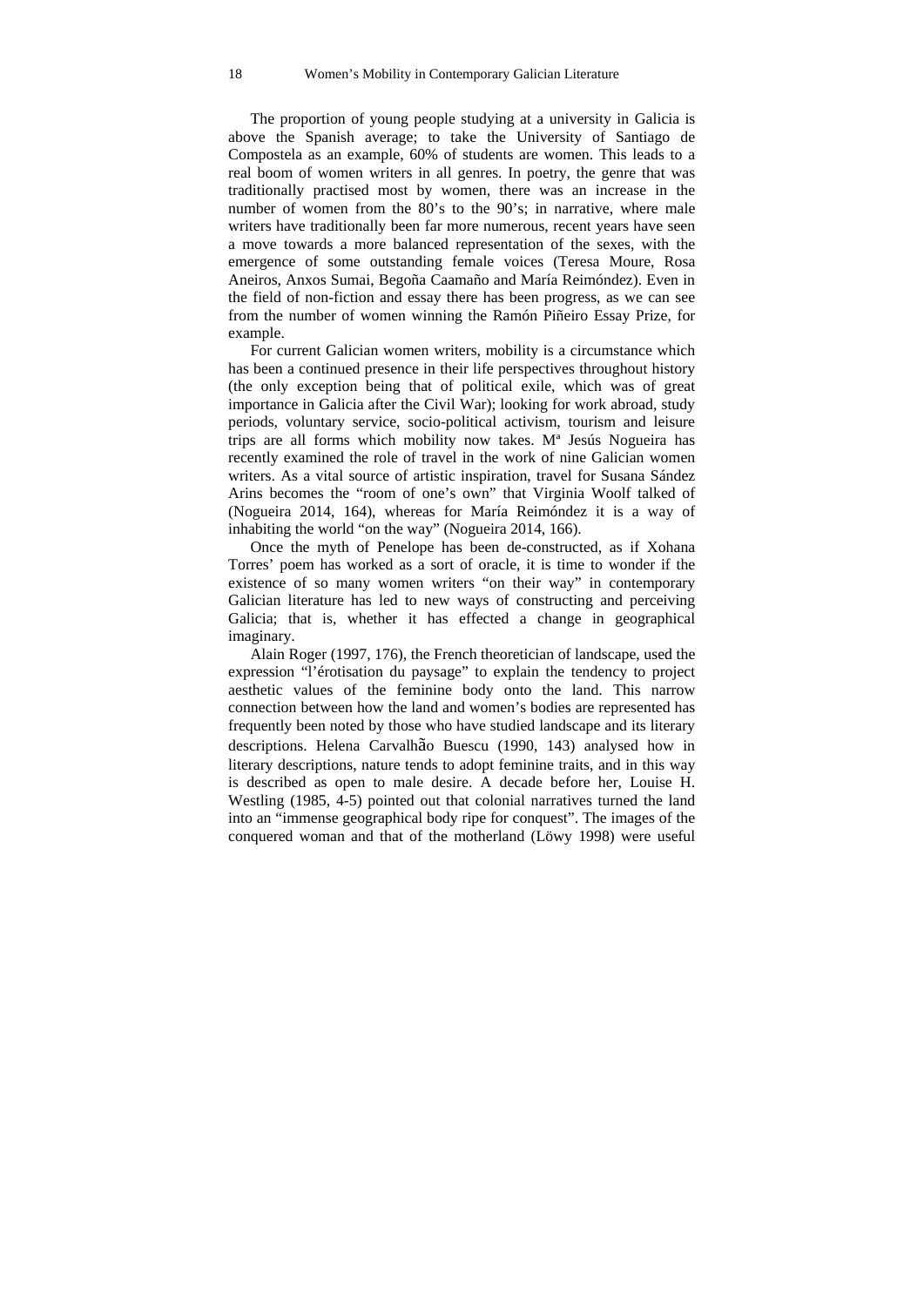The proportion of young people studying at a university in Galicia is above the Spanish average; to take the University of Santiago de Compostela as an example, 60% of students are women. This leads to a real boom of women writers in all genres. In poetry, the genre that was traditionally practised most by women, there was an increase in the number of women from the 80's to the 90's; in narrative, where male writers have traditionally been far more numerous, recent years have seen a move towards a more balanced representation of the sexes, with the emergence of some outstanding female voices (Teresa Moure, Rosa Aneiros, Anxos Sumai, Begoña Caamaño and María Reimóndez). Even in the field of non-fiction and essay there has been progress, as we can see from the number of women winning the Ramón Piñeiro Essay Prize, for example.

For current Galician women writers, mobility is a circumstance which has been a continued presence in their life perspectives throughout history (the only exception being that of political exile, which was of great importance in Galicia after the Civil War); looking for work abroad, study periods, voluntary service, socio-political activism, tourism and leisure trips are all forms which mobility now takes. Mª Jesús Nogueira has recently examined the role of travel in the work of nine Galician women writers. As a vital source of artistic inspiration, travel for Susana Sández Arins becomes the "room of one's own" that Virginia Woolf talked of (Nogueira 2014, 164), whereas for María Reimóndez it is a way of inhabiting the world "on the way" (Nogueira 2014, 166).

Once the myth of Penelope has been de-constructed, as if Xohana Torres' poem has worked as a sort of oracle, it is time to wonder if the existence of so many women writers "on their way" in contemporary Galician literature has led to new ways of constructing and perceiving Galicia; that is, whether it has effected a change in geographical imaginary.

Alain Roger (1997, 176), the French theoretician of landscape, used the expression "l'érotisation du paysage" to explain the tendency to project aesthetic values of the feminine body onto the land. This narrow connection between how the land and women's bodies are represented has frequently been noted by those who have studied landscape and its literary descriptions. Helena Carvalhão Buescu (1990, 143) analysed how in literary descriptions, nature tends to adopt feminine traits, and in this way is described as open to male desire. A decade before her, Louise H. Westling (1985, 4-5) pointed out that colonial narratives turned the land into an "immense geographical body ripe for conquest". The images of the conquered woman and that of the motherland (Löwy 1998) were useful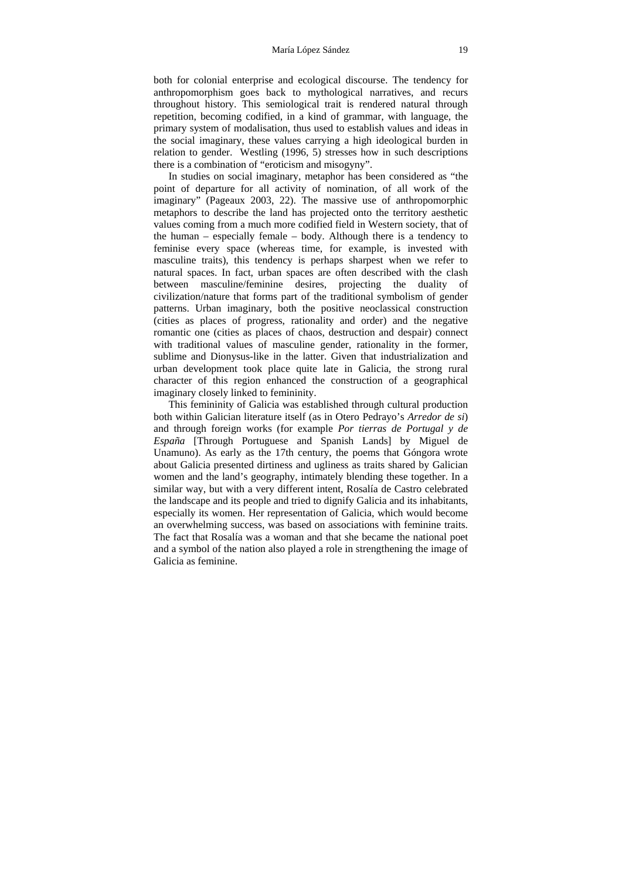both for colonial enterprise and ecological discourse. The tendency for anthropomorphism goes back to mythological narratives, and recurs throughout history. This semiological trait is rendered natural through repetition, becoming codified, in a kind of grammar, with language, the primary system of modalisation, thus used to establish values and ideas in the social imaginary, these values carrying a high ideological burden in relation to gender. Westling (1996, 5) stresses how in such descriptions there is a combination of "eroticism and misogyny".

In studies on social imaginary, metaphor has been considered as "the point of departure for all activity of nomination, of all work of the imaginary" (Pageaux 2003, 22). The massive use of anthropomorphic metaphors to describe the land has projected onto the territory aesthetic values coming from a much more codified field in Western society, that of the human – especially female – body. Although there is a tendency to feminise every space (whereas time, for example, is invested with masculine traits), this tendency is perhaps sharpest when we refer to natural spaces. In fact, urban spaces are often described with the clash between masculine/feminine desires, projecting the duality of civilization/nature that forms part of the traditional symbolism of gender patterns. Urban imaginary, both the positive neoclassical construction (cities as places of progress, rationality and order) and the negative romantic one (cities as places of chaos, destruction and despair) connect with traditional values of masculine gender, rationality in the former, sublime and Dionysus-like in the latter. Given that industrialization and urban development took place quite late in Galicia, the strong rural character of this region enhanced the construction of a geographical imaginary closely linked to femininity.

This femininity of Galicia was established through cultural production both within Galician literature itself (as in Otero Pedrayo's *Arredor de si*) and through foreign works (for example *Por tierras de Portugal y de España* [Through Portuguese and Spanish Lands] by Miguel de Unamuno). As early as the 17th century, the poems that Góngora wrote about Galicia presented dirtiness and ugliness as traits shared by Galician women and the land's geography, intimately blending these together. In a similar way, but with a very different intent, Rosalía de Castro celebrated the landscape and its people and tried to dignify Galicia and its inhabitants, especially its women. Her representation of Galicia, which would become an overwhelming success, was based on associations with feminine traits. The fact that Rosalía was a woman and that she became the national poet and a symbol of the nation also played a role in strengthening the image of Galicia as feminine.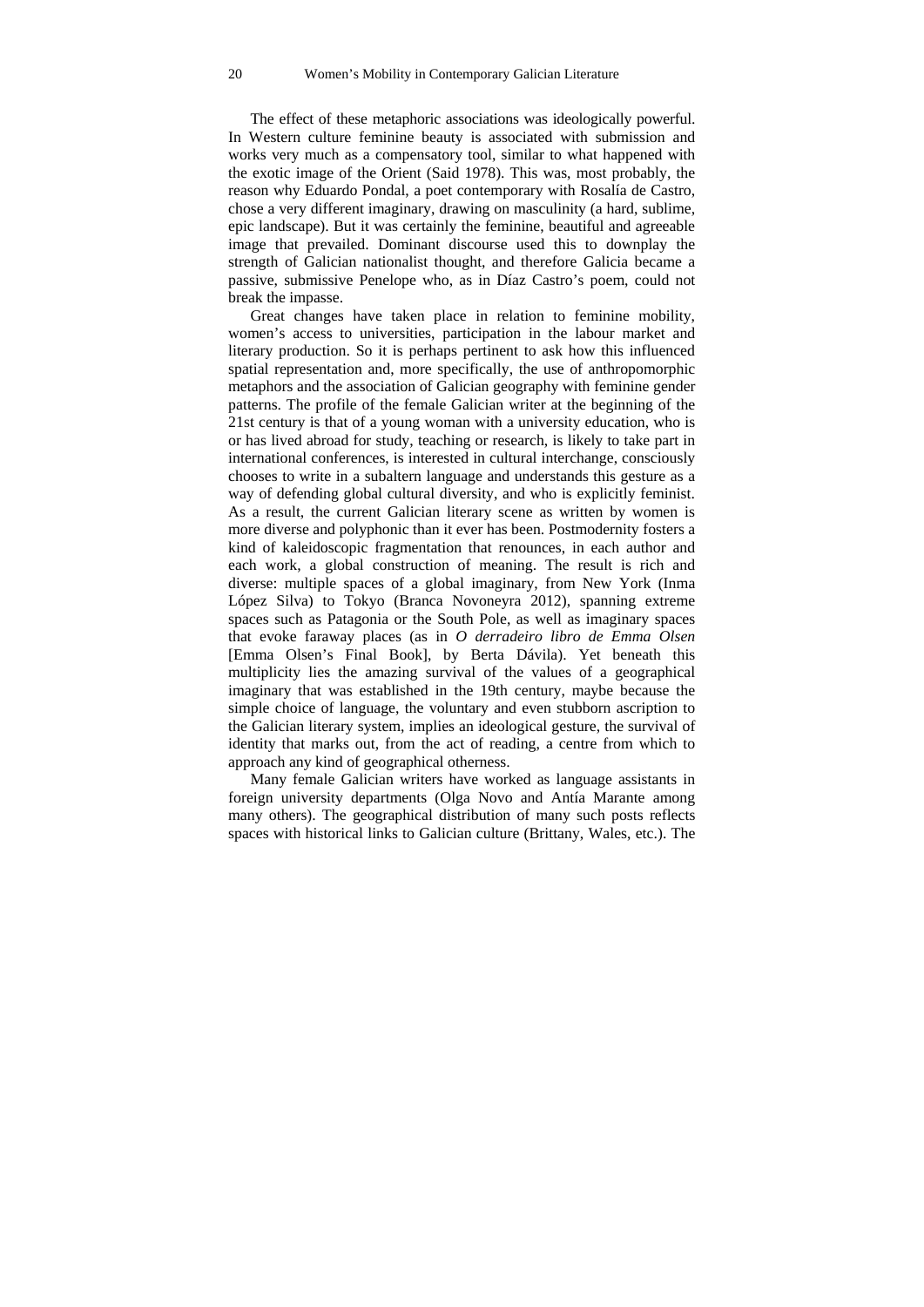The effect of these metaphoric associations was ideologically powerful. In Western culture feminine beauty is associated with submission and works very much as a compensatory tool, similar to what happened with the exotic image of the Orient (Said 1978). This was, most probably, the reason why Eduardo Pondal, a poet contemporary with Rosalía de Castro, chose a very different imaginary, drawing on masculinity (a hard, sublime, epic landscape). But it was certainly the feminine, beautiful and agreeable image that prevailed. Dominant discourse used this to downplay the strength of Galician nationalist thought, and therefore Galicia became a passive, submissive Penelope who, as in Díaz Castro's poem, could not break the impasse.

Great changes have taken place in relation to feminine mobility, women's access to universities, participation in the labour market and literary production. So it is perhaps pertinent to ask how this influenced spatial representation and, more specifically, the use of anthropomorphic metaphors and the association of Galician geography with feminine gender patterns. The profile of the female Galician writer at the beginning of the 21st century is that of a young woman with a university education, who is or has lived abroad for study, teaching or research, is likely to take part in international conferences, is interested in cultural interchange, consciously chooses to write in a subaltern language and understands this gesture as a way of defending global cultural diversity, and who is explicitly feminist. As a result, the current Galician literary scene as written by women is more diverse and polyphonic than it ever has been. Postmodernity fosters a kind of kaleidoscopic fragmentation that renounces, in each author and each work, a global construction of meaning. The result is rich and diverse: multiple spaces of a global imaginary, from New York (Inma López Silva) to Tokyo (Branca Novoneyra 2012), spanning extreme spaces such as Patagonia or the South Pole, as well as imaginary spaces that evoke faraway places (as in *O derradeiro libro de Emma Olsen* [Emma Olsen's Final Book], by Berta Dávila). Yet beneath this multiplicity lies the amazing survival of the values of a geographical imaginary that was established in the 19th century, maybe because the simple choice of language, the voluntary and even stubborn ascription to the Galician literary system, implies an ideological gesture, the survival of identity that marks out, from the act of reading, a centre from which to approach any kind of geographical otherness.

Many female Galician writers have worked as language assistants in foreign university departments (Olga Novo and Antía Marante among many others). The geographical distribution of many such posts reflects spaces with historical links to Galician culture (Brittany, Wales, etc.). The